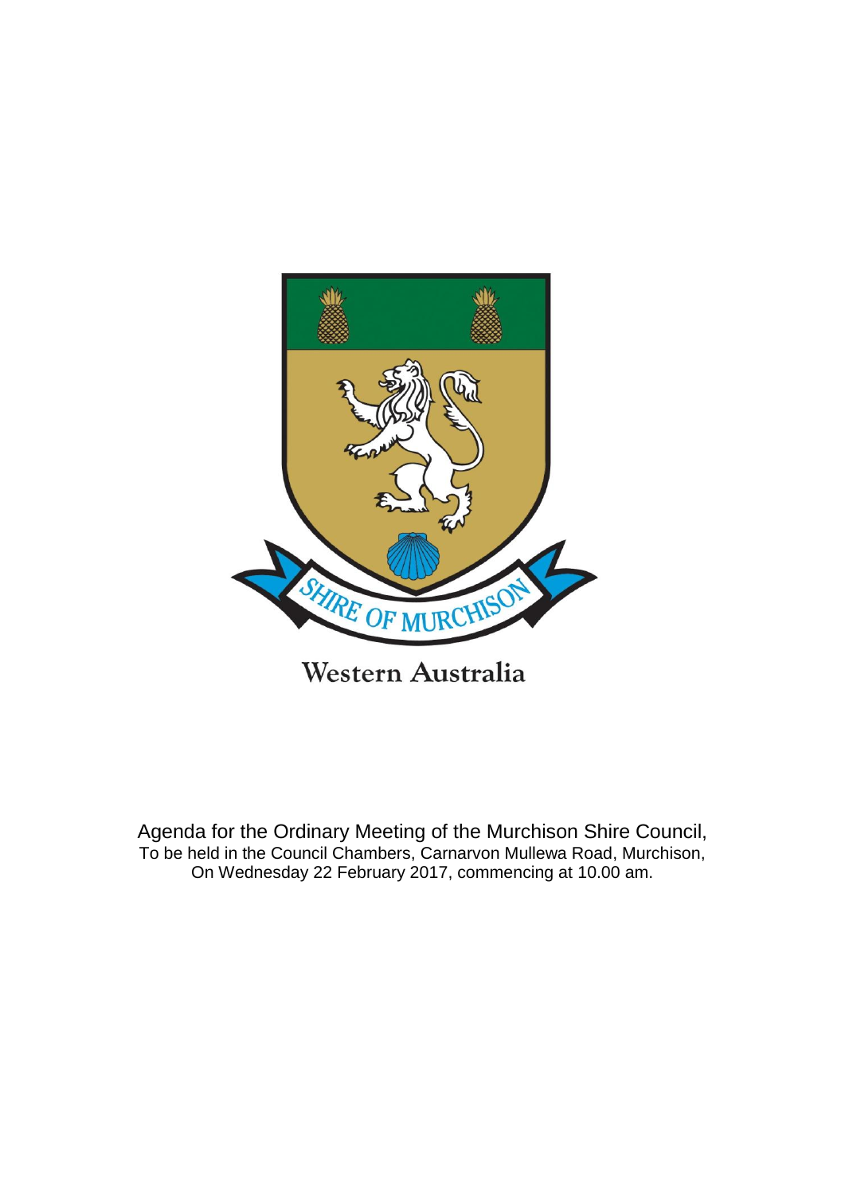SHIRE OF MURCHISON

Western Australia

Agenda for the Ordinary Meeting of the Murchison Shire Council,
To be held in the Council Chambers, Carnarvon Mullewa Road, Murchison,
On Wednesday 22 February 2017, commencing at 10.00 am.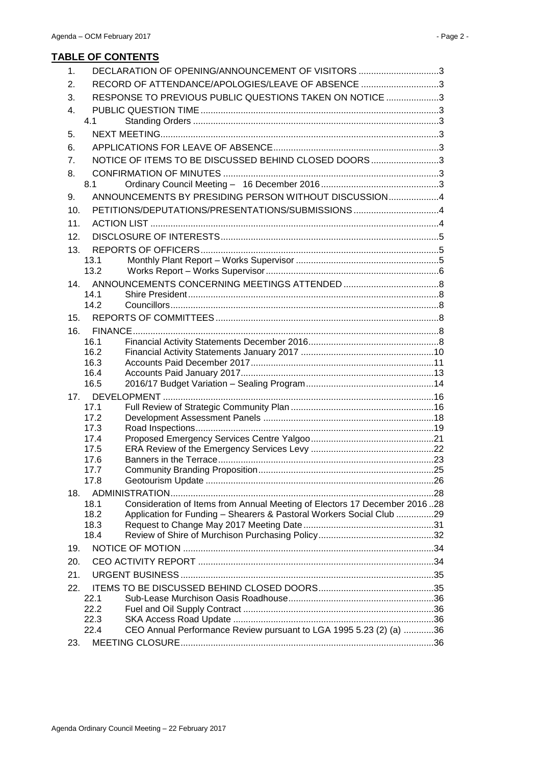## TABLE OF CONTENTS

1. DECLARATION OF OPENING/ANNOUNCEMENT OF VISITORS ................................3
2. RECORD OF ATTENDANCE/APOLOGIES/LEAVE OF ABSENCE ...............................3
3. RESPONSE TO PREVIOUS PUBLIC QUESTIONS TAKEN ON NOTICE .....................3
4. PUBLIC QUESTION TIME ..............................................................................................3
   - 4.1 Standing Orders .................................................................................................3
5. NEXT MEETING...............................................................................................................3
6. APPLICATIONS FOR LEAVE OF ABSENCE..................................................................3
7. NOTICE OF ITEMS TO BE DISCUSSED BEHIND CLOSED DOORS ...........................3
8. CONFIRMATION OF MINUTES .....................................................................................3
   - 8.1 Ordinary Council Meeting – 16 December 2016 ...............................................3
9. ANNOUNCEMENTS BY PRESIDING PERSON WITHOUT DISCUSSION....................4
10. PETITIONS/DEPUTATIONS/PRESENTATIONS/SUBMISSIONS ..................................4
11. ACTION LIST ..................................................................................................................4
12. DISCLOSURE OF INTERESTS......................................................................................5
13. REPORTS OF OFFICERS..............................................................................................5
    - 13.1 Monthly Plant Report – Works Supervisor .........................................................5
    - 13.2 Works Report – Works Supervisor ....................................................................6
14. ANNOUNCEMENTS CONCERNING MEETINGS ATTENDED ......................................8
    - 14.1 Shire President...................................................................................................8
    - 14.2 Councillors..........................................................................................................8
15. REPORTS OF COMMITTEES ........................................................................................8
16. FINANCE.........................................................................................................................8
    - 16.1 Financial Activity Statements December 2016...................................................8
    - 16.2 Financial Activity Statements January 2017 .....................................................10
    - 16.3 Accounts Paid December 2017.........................................................................11
    - 16.4 Accounts Paid January 2017............................................................................13
    - 16.5 2016/17 Budget Variation – Sealing Program...................................................14
17. DEVELOPMENT ...........................................................................................................16
    - 17.1 Full Review of Strategic Community Plan .........................................................16
    - 17.2 Development Assessment Panels ....................................................................18
    - 17.3 Road Inspections..............................................................................................19
    - 17.4 Proposed Emergency Services Centre Yalgoo.................................................21
    - 17.5 ERA Review of the Emergency Services Levy .................................................22
    - 17.6 Banners in the Terrace......................................................................................23
    - 17.7 Community Branding Proposition.....................................................................25
    - 17.8 Geotourism Update ..........................................................................................26
18. ADMINISTRATION........................................................................................................28
    - 18.1 Consideration of Items from Annual Meeting of Electors 17 December 2016 ..28
    - 18.2 Application for Funding – Shearers & Pastoral Workers Social Club ...............29
    - 18.3 Request to Change May 2017 Meeting Date ....................................................31
    - 18.4 Review of Shire of Murchison Purchasing Policy..............................................32
19. NOTICE OF MOTION ...................................................................................................34
20. CEO ACTIVITY REPORT .............................................................................................34
21. URGENT BUSINESS ....................................................................................................35
22. ITEMS TO BE DISCUSSED BEHIND CLOSED DOORS..............................................35
    - 22.1 Sub-Lease Murchison Oasis Roadhouse..........................................................36
    - 22.2 Fuel and Oil Supply Contract ...........................................................................36
    - 22.3 SKA Access Road Update ...............................................................................36
    - 22.4 CEO Annual Performance Review pursuant to LGA 1995 5.23 (2) (a) ............36
23. MEETING CLOSURE....................................................................................................36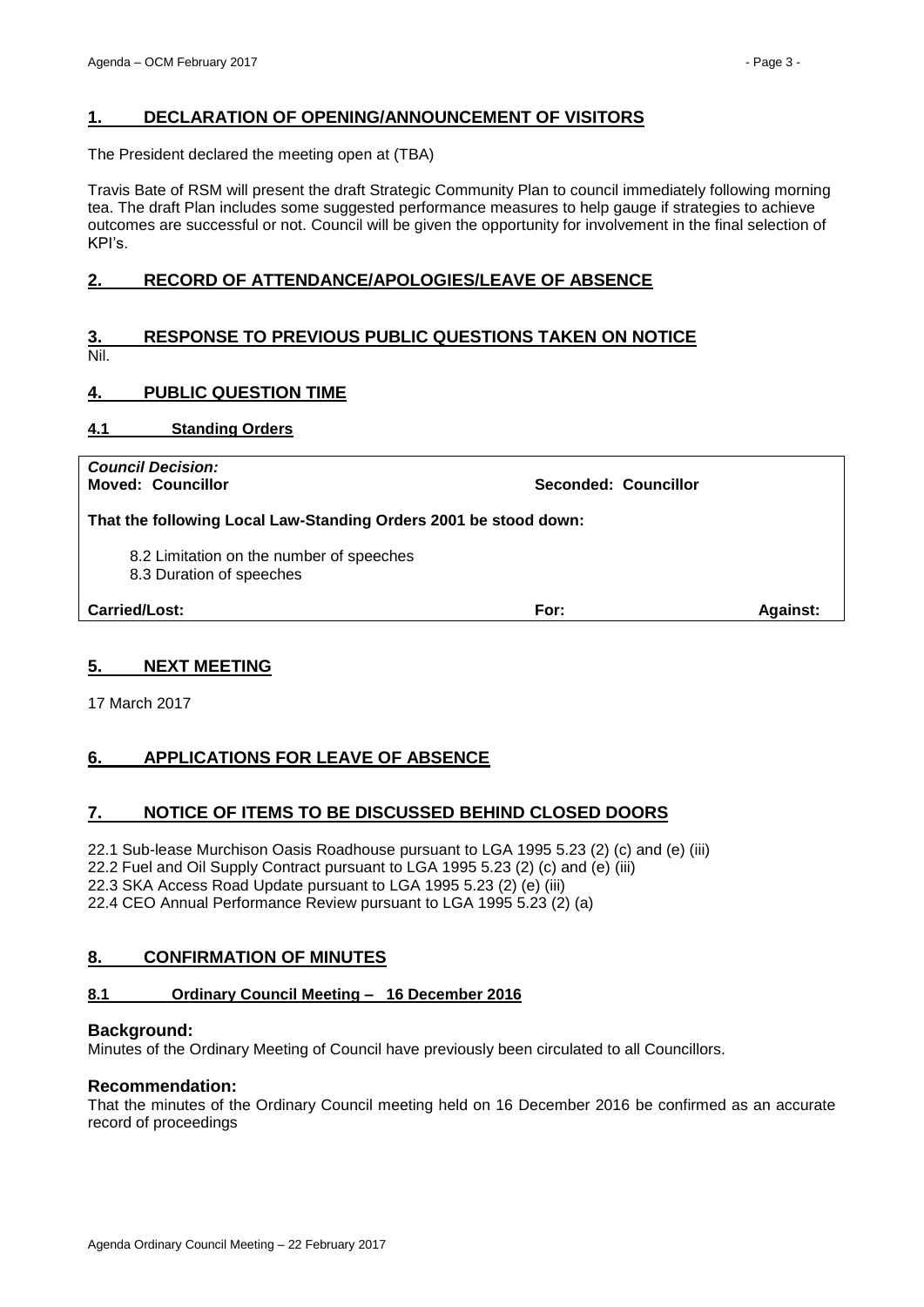## 1. DECLARATION OF OPENING/ANNOUNCEMENT OF VISITORS

The President declared the meeting open at (TBA)

Travis Bate of RSM will present the draft Strategic Community Plan to council immediately following morning tea. The draft Plan includes some suggested performance measures to help gauge if strategies to achieve outcomes are successful or not. Council will be given the opportunity for involvement in the final selection of KPI's.

## 2. RECORD OF ATTENDANCE/APOLOGIES/LEAVE OF ABSENCE

## 3. RESPONSE TO PREVIOUS PUBLIC QUESTIONS TAKEN ON NOTICE

Nil.

## 4. PUBLIC QUESTION TIME

### 4.1 Standing Orders

*Council Decision:*
**Moved: Councillor** **Seconded: Councillor**

**That the following Local Law-Standing Orders 2001 be stood down:**

8.2 Limitation on the number of speeches
8.3 Duration of speeches

**Carried/Lost:** **For:** **Against:**

## 5. NEXT MEETING

17 March 2017

## 6. APPLICATIONS FOR LEAVE OF ABSENCE

## 7. NOTICE OF ITEMS TO BE DISCUSSED BEHIND CLOSED DOORS

22.1 Sub-lease Murchison Oasis Roadhouse pursuant to LGA 1995 5.23 (2) (c) and (e) (iii)
22.2 Fuel and Oil Supply Contract pursuant to LGA 1995 5.23 (2) (c) and (e) (iii)
22.3 SKA Access Road Update pursuant to LGA 1995 5.23 (2) (e) (iii)
22.4 CEO Annual Performance Review pursuant to LGA 1995 5.23 (2) (a)

## 8. CONFIRMATION OF MINUTES

### 8.1 Ordinary Council Meeting – 16 December 2016

**Background:**
Minutes of the Ordinary Meeting of Council have previously been circulated to all Councillors.

**Recommendation:**
That the minutes of the Ordinary Council meeting held on 16 December 2016 be confirmed as an accurate record of proceedings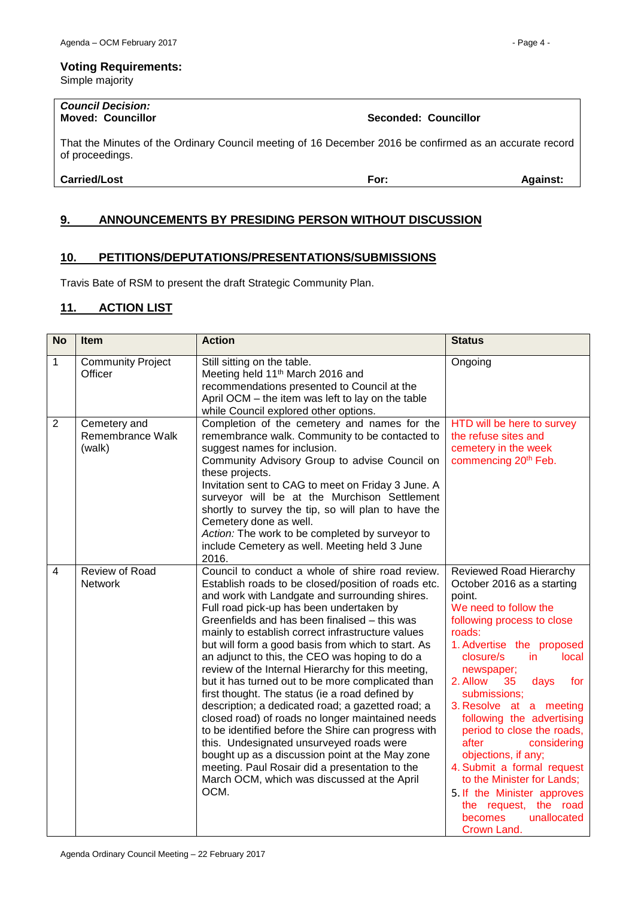**Voting Requirements:**
Simple majority

| *Council Decision:* | | |
|---|---|---|
| **Moved: Councillor** | **Seconded: Councillor** | |
| That the Minutes of the Ordinary Council meeting of 16 December 2016 be confirmed as an accurate record of proceedings. | | |
| **Carried/Lost** | **For:** | **Against:** |

## 9. ANNOUNCEMENTS BY PRESIDING PERSON WITHOUT DISCUSSION

## 10. PETITIONS/DEPUTATIONS/PRESENTATIONS/SUBMISSIONS

Travis Bate of RSM to present the draft Strategic Community Plan.

## 11. ACTION LIST

| No | Item | Action | Status |
|---|---|---|---|
| 1 | Community Project Officer | Still sitting on the table.<br>Meeting held 11th March 2016 and recommendations presented to Council at the April OCM – the item was left to lay on the table while Council explored other options. | Ongoing |
| 2 | Cemetery and Remembrance Walk (walk) | Completion of the cemetery and names for the remembrance walk. Community to be contacted to suggest names for inclusion.<br>Community Advisory Group to advise Council on these projects.<br>Invitation sent to CAG to meet on Friday 3 June. A surveyor will be at the Murchison Settlement shortly to survey the tip, so will plan to have the Cemetery done as well.<br>*Action:* The work to be completed by surveyor to include Cemetery as well. Meeting held 3 June 2016. | HTD will be here to survey the refuse sites and cemetery in the week commencing 20th Feb. |
| 4 | Review of Road Network | Council to conduct a whole of shire road review. Establish roads to be closed/position of roads etc. and work with Landgate and surrounding shires. Full road pick-up has been undertaken by Greenfields and has been finalised – this was mainly to establish correct infrastructure values but will form a good basis from which to start. As an adjunct to this, the CEO was hoping to do a review of the Internal Hierarchy for this meeting, but it has turned out to be more complicated than first thought. The status (ie a road defined by description; a dedicated road; a gazetted road; a closed road) of roads no longer maintained needs to be identified before the Shire can progress with this. Undesignated unsurveyed roads were bought up as a discussion point at the May zone meeting. Paul Rosair did a presentation to the March OCM, which was discussed at the April OCM. | Reviewed Road Hierarchy October 2016 as a starting point.<br>We need to follow the following process to close roads:<br>1. Advertise the proposed closure/s in local newspaper;<br>2. Allow 35 days for submissions;<br>3. Resolve at a meeting following the advertising period to close the roads, after considering objections, if any;<br>4. Submit a formal request to the Minister for Lands;<br>5. If the Minister approves the request, the road becomes unallocated Crown Land. |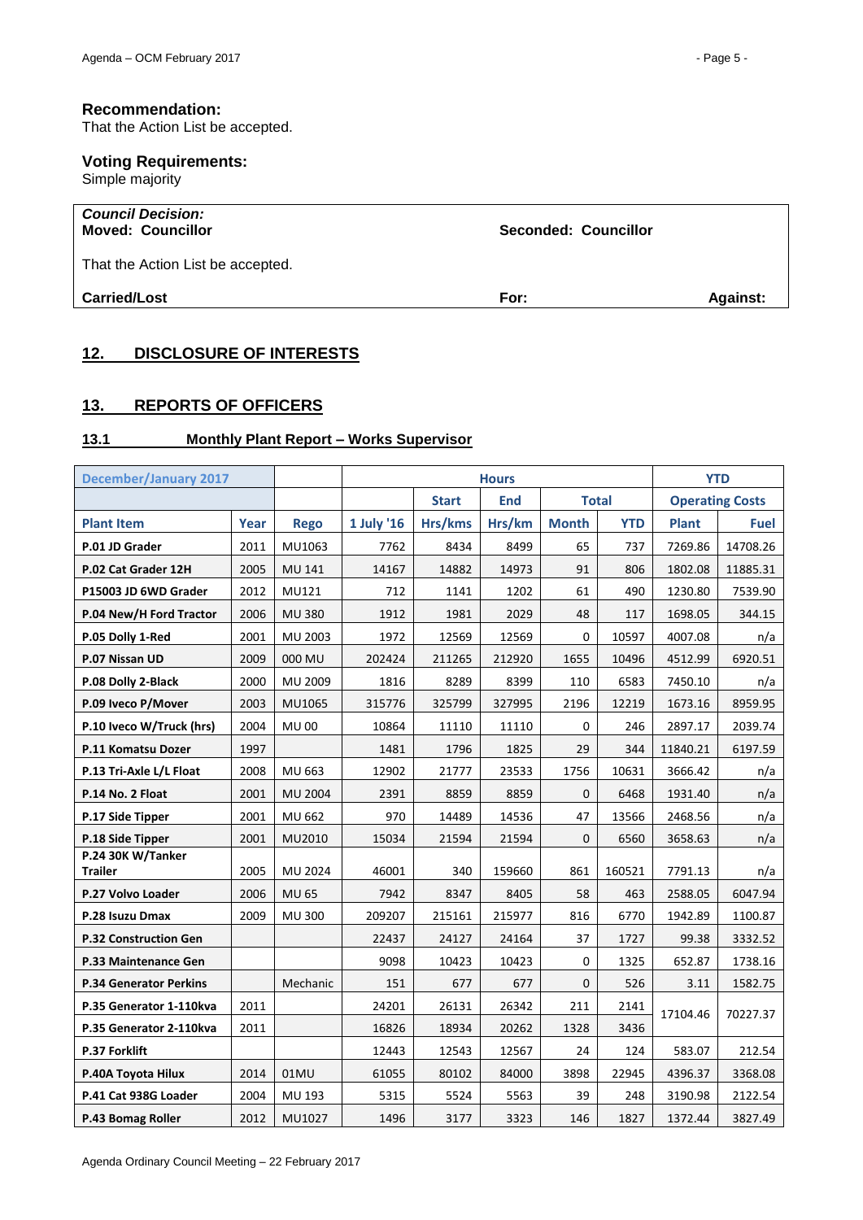**Recommendation:**
That the Action List be accepted.

**Voting Requirements:**
Simple majority

| *Council Decision:* **Moved: Councillor** | **Seconded: Councillor** | |
|---|---|---|
| That the Action List be accepted. | | |
| **Carried/Lost** | **For:** | **Against:** |

## 12. DISCLOSURE OF INTERESTS

## 13. REPORTS OF OFFICERS

### 13.1 Monthly Plant Report – Works Supervisor

| December/January 2017 | | | Hours | | | | | YTD | |
|---|---|---|---|---|---|---|---|---|---|
| | | | | Start | End | Total | | Operating Costs | |
| Plant Item | Year | Rego | 1 July '16 | Hrs/kms | Hrs/km | Month | YTD | Plant | Fuel |
| P.01 JD Grader | 2011 | MU1063 | 7762 | 8434 | 8499 | 65 | 737 | 7269.86 | 14708.26 |
| P.02 Cat Grader 12H | 2005 | MU 141 | 14167 | 14882 | 14973 | 91 | 806 | 1802.08 | 11885.31 |
| P15003 JD 6WD Grader | 2012 | MU121 | 712 | 1141 | 1202 | 61 | 490 | 1230.80 | 7539.90 |
| P.04 New/H Ford Tractor | 2006 | MU 380 | 1912 | 1981 | 2029 | 48 | 117 | 1698.05 | 344.15 |
| P.05 Dolly 1-Red | 2001 | MU 2003 | 1972 | 12569 | 12569 | 0 | 10597 | 4007.08 | n/a |
| P.07 Nissan UD | 2009 | 000 MU | 202424 | 211265 | 212920 | 1655 | 10496 | 4512.99 | 6920.51 |
| P.08 Dolly 2-Black | 2000 | MU 2009 | 1816 | 8289 | 8399 | 110 | 6583 | 7450.10 | n/a |
| P.09 Iveco P/Mover | 2003 | MU1065 | 315776 | 325799 | 327995 | 2196 | 12219 | 1673.16 | 8959.95 |
| P.10 Iveco W/Truck (hrs) | 2004 | MU 00 | 10864 | 11110 | 11110 | 0 | 246 | 2897.17 | 2039.74 |
| P.11 Komatsu Dozer | 1997 | | 1481 | 1796 | 1825 | 29 | 344 | 11840.21 | 6197.59 |
| P.13 Tri-Axle L/L Float | 2008 | MU 663 | 12902 | 21777 | 23533 | 1756 | 10631 | 3666.42 | n/a |
| P.14 No. 2 Float | 2001 | MU 2004 | 2391 | 8859 | 8859 | 0 | 6468 | 1931.40 | n/a |
| P.17 Side Tipper | 2001 | MU 662 | 970 | 14489 | 14536 | 47 | 13566 | 2468.56 | n/a |
| P.18 Side Tipper | 2001 | MU2010 | 15034 | 21594 | 21594 | 0 | 6560 | 3658.63 | n/a |
| P.24 30K W/Tanker Trailer | 2005 | MU 2024 | 46001 | 340 | 159660 | 861 | 160521 | 7791.13 | n/a |
| P.27 Volvo Loader | 2006 | MU 65 | 7942 | 8347 | 8405 | 58 | 463 | 2588.05 | 6047.94 |
| P.28 Isuzu Dmax | 2009 | MU 300 | 209207 | 215161 | 215977 | 816 | 6770 | 1942.89 | 1100.87 |
| P.32 Construction Gen | | | 22437 | 24127 | 24164 | 37 | 1727 | 99.38 | 3332.52 |
| P.33 Maintenance Gen | | | 9098 | 10423 | 10423 | 0 | 1325 | 652.87 | 1738.16 |
| P.34 Generator Perkins | | Mechanic | 151 | 677 | 677 | 0 | 526 | 3.11 | 1582.75 |
| P.35 Generator 1-110kva | 2011 | | 24201 | 26131 | 26342 | 211 | 2141 | 17104.46 | 70227.37 |
| P.35 Generator 2-110kva | 2011 | | 16826 | 18934 | 20262 | 1328 | 3436 | | |
| P.37 Forklift | | | 12443 | 12543 | 12567 | 24 | 124 | 583.07 | 212.54 |
| P.40A Toyota Hilux | 2014 | 01MU | 61055 | 80102 | 84000 | 3898 | 22945 | 4396.37 | 3368.08 |
| P.41 Cat 938G Loader | 2004 | MU 193 | 5315 | 5524 | 5563 | 39 | 248 | 3190.98 | 2122.54 |
| P.43 Bomag Roller | 2012 | MU1027 | 1496 | 3177 | 3323 | 146 | 1827 | 1372.44 | 3827.49 |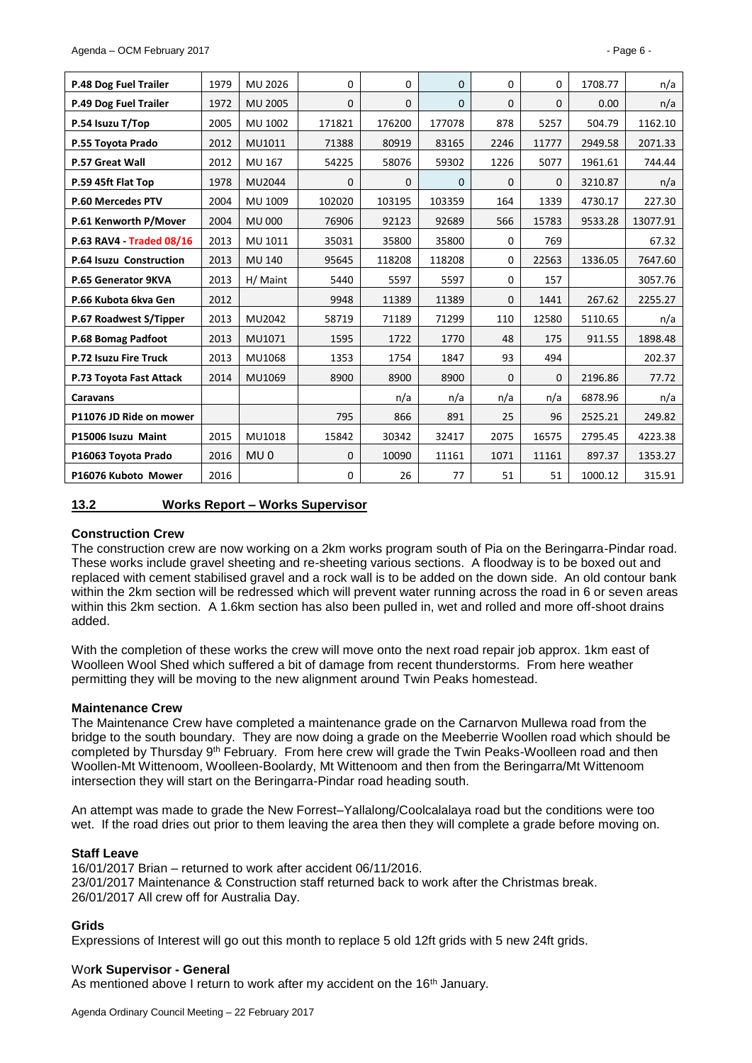| P.48 Dog Fuel Trailer | 1979 | MU 2026 | 0 | 0 | 0 | 0 | 0 | 1708.77 | n/a |
|---|---|---|---|---|---|---|---|---|---|
| P.49 Dog Fuel Trailer | 1972 | MU 2005 | 0 | 0 | 0 | 0 | 0 | 0.00 | n/a |
| P.54 Isuzu T/Top | 2005 | MU 1002 | 171821 | 176200 | 177078 | 878 | 5257 | 504.79 | 1162.10 |
| P.55 Toyota Prado | 2012 | MU1011 | 71388 | 80919 | 83165 | 2246 | 11777 | 2949.58 | 2071.33 |
| P.57 Great Wall | 2012 | MU 167 | 54225 | 58076 | 59302 | 1226 | 5077 | 1961.61 | 744.44 |
| P.59 45ft Flat Top | 1978 | MU2044 | 0 | 0 | 0 | 0 | 0 | 3210.87 | n/a |
| P.60 Mercedes PTV | 2004 | MU 1009 | 102020 | 103195 | 103359 | 164 | 1339 | 4730.17 | 227.30 |
| P.61 Kenworth P/Mover | 2004 | MU 000 | 76906 | 92123 | 92689 | 566 | 15783 | 9533.28 | 13077.91 |
| P.63 RAV4 - Traded 08/16 | 2013 | MU 1011 | 35031 | 35800 | 35800 | 0 | 769 | | 67.32 |
| P.64 Isuzu Construction | 2013 | MU 140 | 95645 | 118208 | 118208 | 0 | 22563 | 1336.05 | 7647.60 |
| P.65 Generator 9KVA | 2013 | H/ Maint | 5440 | 5597 | 5597 | 0 | 157 | | 3057.76 |
| P.66 Kubota 6kva Gen | 2012 | | 9948 | 11389 | 11389 | 0 | 1441 | 267.62 | 2255.27 |
| P.67 Roadwest S/Tipper | 2013 | MU2042 | 58719 | 71189 | 71299 | 110 | 12580 | 5110.65 | n/a |
| P.68 Bomag Padfoot | 2013 | MU1071 | 1595 | 1722 | 1770 | 48 | 175 | 911.55 | 1898.48 |
| P.72 Isuzu Fire Truck | 2013 | MU1068 | 1353 | 1754 | 1847 | 93 | 494 | | 202.37 |
| P.73 Toyota Fast Attack | 2014 | MU1069 | 8900 | 8900 | 8900 | 0 | 0 | 2196.86 | 77.72 |
| Caravans | | | | n/a | n/a | n/a | n/a | 6878.96 | n/a |
| P11076 JD Ride on mower | | | 795 | 866 | 891 | 25 | 96 | 2525.21 | 249.82 |
| P15006 Isuzu Maint | 2015 | MU1018 | 15842 | 30342 | 32417 | 2075 | 16575 | 2795.45 | 4223.38 |
| P16063 Toyota Prado | 2016 | MU 0 | 0 | 10090 | 11161 | 1071 | 11161 | 897.37 | 1353.27 |
| P16076 Kuboto Mower | 2016 | | 0 | 26 | 77 | 51 | 51 | 1000.12 | 315.91 |

## 13.2 Works Report – Works Supervisor

### Construction Crew

The construction crew are now working on a 2km works program south of Pia on the Beringarra-Pindar road. These works include gravel sheeting and re-sheeting various sections. A floodway is to be boxed out and replaced with cement stabilised gravel and a rock wall is to be added on the down side. An old contour bank within the 2km section will be redressed which will prevent water running across the road in 6 or seven areas within this 2km section. A 1.6km section has also been pulled in, wet and rolled and more off-shoot drains added.

With the completion of these works the crew will move onto the next road repair job approx. 1km east of Woolleen Wool Shed which suffered a bit of damage from recent thunderstorms. From here weather permitting they will be moving to the new alignment around Twin Peaks homestead.

### Maintenance Crew

The Maintenance Crew have completed a maintenance grade on the Carnarvon Mullewa road from the bridge to the south boundary. They are now doing a grade on the Meeberrie Woollen road which should be completed by Thursday 9th February. From here crew will grade the Twin Peaks-Woolleen road and then Woollen-Mt Wittenoom, Woolleen-Boolardy, Mt Wittenoom and then from the Beringarra/Mt Wittenoom intersection they will start on the Beringarra-Pindar road heading south.

An attempt was made to grade the New Forrest–Yallalong/Coolcalalaya road but the conditions were too wet. If the road dries out prior to them leaving the area then they will complete a grade before moving on.

### Staff Leave

16/01/2017 Brian – returned to work after accident 06/11/2016.
23/01/2017 Maintenance & Construction staff returned back to work after the Christmas break.
26/01/2017 All crew off for Australia Day.

### Grids

Expressions of Interest will go out this month to replace 5 old 12ft grids with 5 new 24ft grids.

### Work Supervisor - General

As mentioned above I return to work after my accident on the 16th January.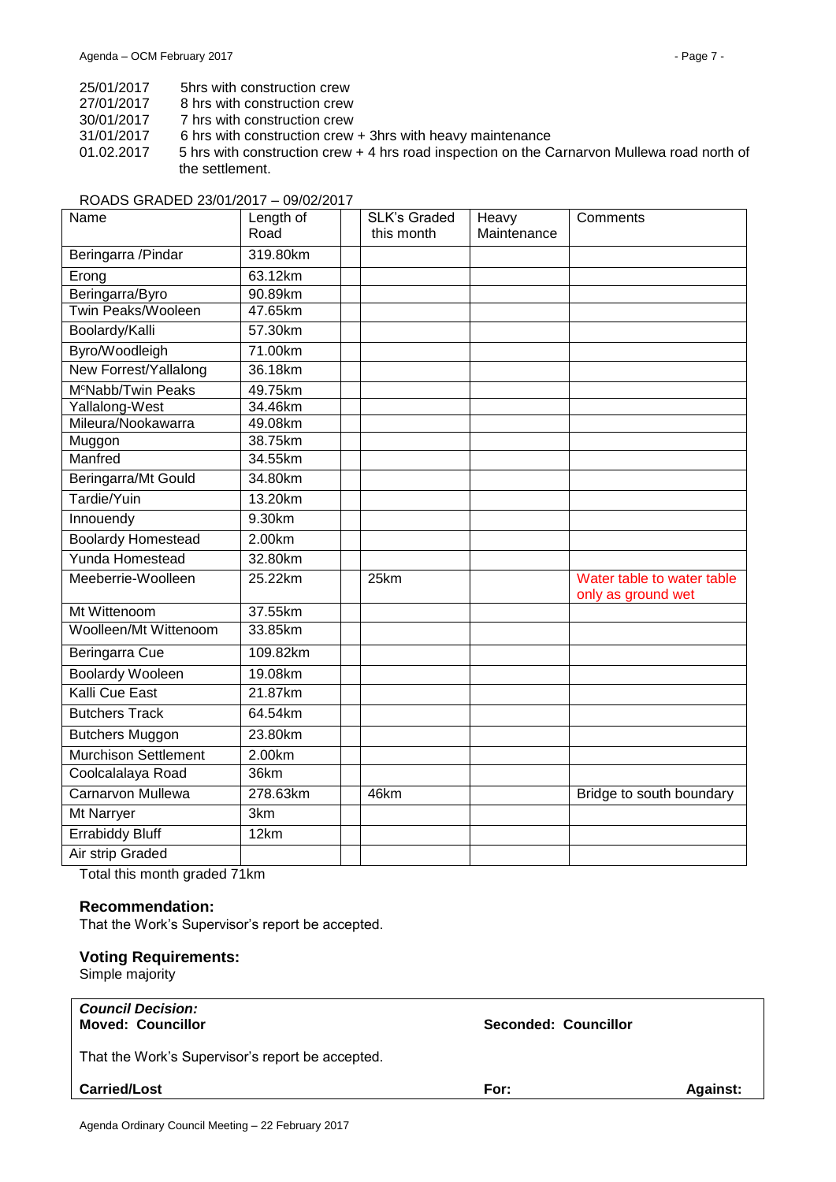25/01/2017 5hrs with construction crew
27/01/2017 8 hrs with construction crew
30/01/2017 7 hrs with construction crew
31/01/2017 6 hrs with construction crew + 3hrs with heavy maintenance
01.02.2017 5 hrs with construction crew + 4 hrs road inspection on the Carnarvon Mullewa road north of the settlement.

ROADS GRADED 23/01/2017 – 09/02/2017

| Name | Length of Road | | SLK's Graded this month | Heavy Maintenance | Comments |
|---|---|---|---|---|---|
| Beringarra /Pindar | 319.80km | | | | |
| Erong | 63.12km | | | | |
| Beringarra/Byro | 90.89km | | | | |
| Twin Peaks/Wooleen | 47.65km | | | | |
| Boolardy/Kalli | 57.30km | | | | |
| Byro/Woodleigh | 71.00km | | | | |
| New Forrest/Yallalong | 36.18km | | | | |
| McNabb/Twin Peaks | 49.75km | | | | |
| Yallalong-West | 34.46km | | | | |
| Mileura/Nookawarra | 49.08km | | | | |
| Muggon | 38.75km | | | | |
| Manfred | 34.55km | | | | |
| Beringarra/Mt Gould | 34.80km | | | | |
| Tardie/Yuin | 13.20km | | | | |
| Innouendy | 9.30km | | | | |
| Boolardy Homestead | 2.00km | | | | |
| Yunda Homestead | 32.80km | | | | |
| Meeberrie-Woolleen | 25.22km | | 25km | | Water table to water table only as ground wet |
| Mt Wittenoom | 37.55km | | | | |
| Woolleen/Mt Wittenoom | 33.85km | | | | |
| Beringarra Cue | 109.82km | | | | |
| Boolardy Wooleen | 19.08km | | | | |
| Kalli Cue East | 21.87km | | | | |
| Butchers Track | 64.54km | | | | |
| Butchers Muggon | 23.80km | | | | |
| Murchison Settlement | 2.00km | | | | |
| Coolcalalaya Road | 36km | | | | |
| Carnarvon Mullewa | 278.63km | | 46km | | Bridge to south boundary |
| Mt Narryer | 3km | | | | |
| Errabiddy Bluff | 12km | | | | |
| Air strip Graded | | | | | |

Total this month graded 71km

### Recommendation:

That the Work's Supervisor's report be accepted.

### Voting Requirements:

Simple majority

***Council Decision:***
**Moved: Councillor** **Seconded: Councillor**

That the Work's Supervisor's report be accepted.

**Carried/Lost** **For:** **Against:**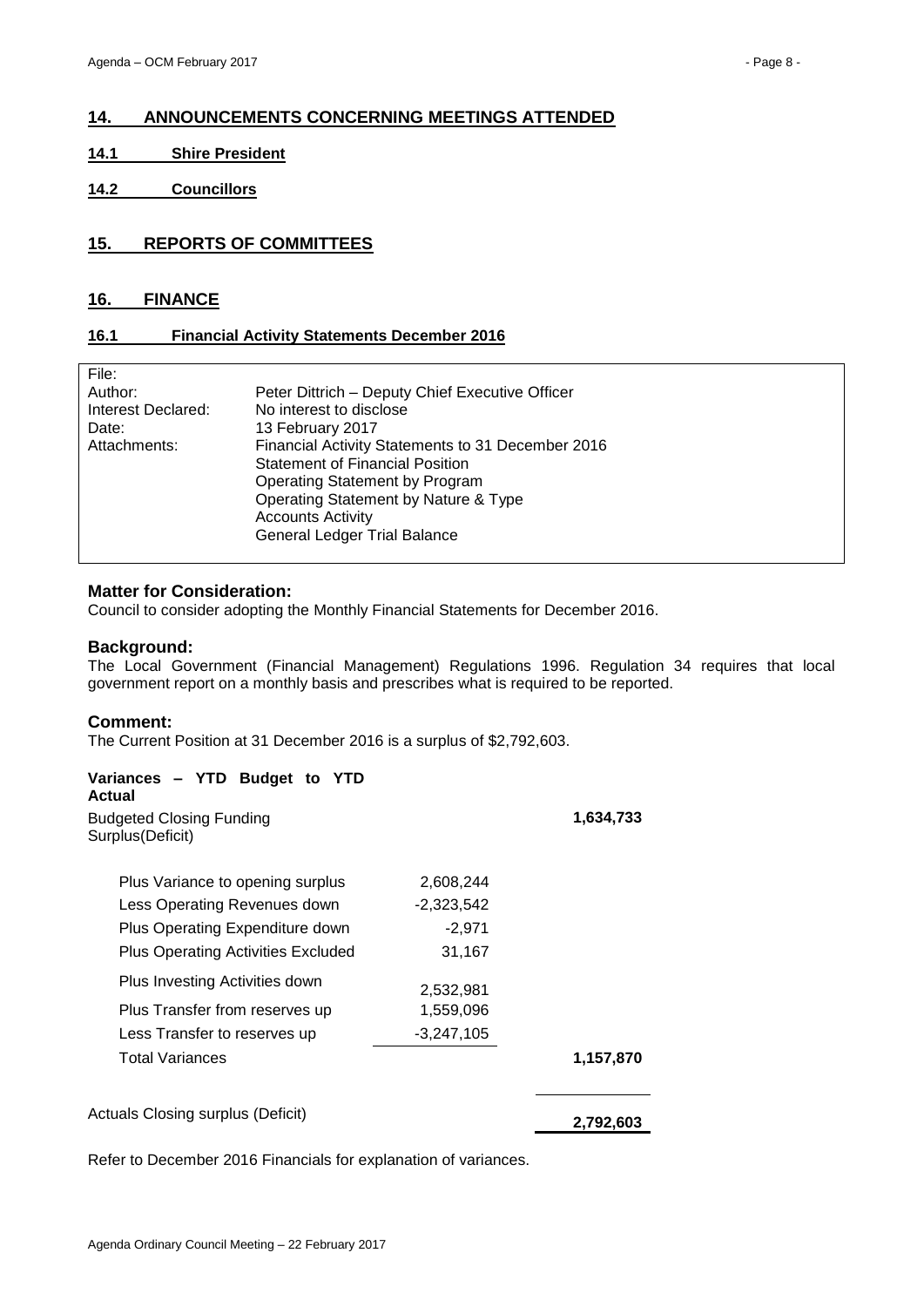## 14. ANNOUNCEMENTS CONCERNING MEETINGS ATTENDED

### 14.1 Shire President

### 14.2 Councillors

## 15. REPORTS OF COMMITTEES

## 16. FINANCE

### 16.1 Financial Activity Statements December 2016

| | |
|---|---|
| File: | |
| Author: | Peter Dittrich – Deputy Chief Executive Officer |
| Interest Declared: | No interest to disclose |
| Date: | 13 February 2017 |
| Attachments: | Financial Activity Statements to 31 December 2016<br>Statement of Financial Position<br>Operating Statement by Program<br>Operating Statement by Nature & Type<br>Accounts Activity<br>General Ledger Trial Balance |

**Matter for Consideration:**
Council to consider adopting the Monthly Financial Statements for December 2016.

**Background:**
The Local Government (Financial Management) Regulations 1996. Regulation 34 requires that local government report on a monthly basis and prescribes what is required to be reported.

**Comment:**
The Current Position at 31 December 2016 is a surplus of $2,792,603.

**Variances – YTD Budget to YTD Actual**

| | | |
|---|---|---|
| Budgeted Closing Funding Surplus(Deficit) | | **1,634,733** |
| Plus Variance to opening surplus | 2,608,244 | |
| Less Operating Revenues down | -2,323,542 | |
| Plus Operating Expenditure down | -2,971 | |
| Plus Operating Activities Excluded | 31,167 | |
| Plus Investing Activities down | 2,532,981 | |
| Plus Transfer from reserves up | 1,559,096 | |
| Less Transfer to reserves up | -3,247,105 | |
| Total Variances | | **1,157,870** |
| Actuals Closing surplus (Deficit) | | **2,792,603** |

Refer to December 2016 Financials for explanation of variances.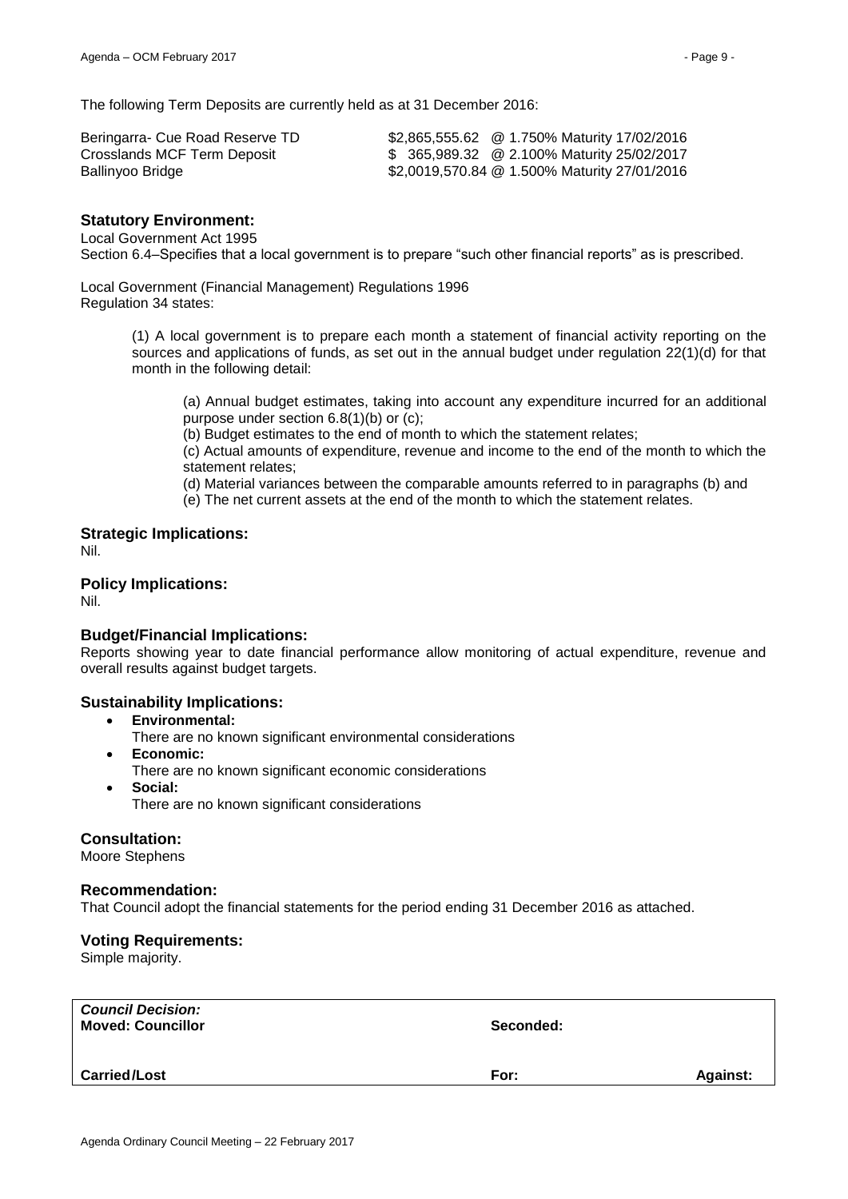The following Term Deposits are currently held as at 31 December 2016:

| | |
|---|---|
| Beringarra- Cue Road Reserve TD | \$2,865,555.62 @ 1.750% Maturity 17/02/2016 |
| Crosslands MCF Term Deposit | \$ 365,989.32 @ 2.100% Maturity 25/02/2017 |
| Ballinyoo Bridge | \$2,0019,570.84 @ 1.500% Maturity 27/01/2016 |

### Statutory Environment:

Local Government Act 1995
Section 6.4–Specifies that a local government is to prepare "such other financial reports" as is prescribed.

Local Government (Financial Management) Regulations 1996
Regulation 34 states:

> (1) A local government is to prepare each month a statement of financial activity reporting on the sources and applications of funds, as set out in the annual budget under regulation 22(1)(d) for that month in the following detail:
>
> > (a) Annual budget estimates, taking into account any expenditure incurred for an additional purpose under section 6.8(1)(b) or (c);
> > (b) Budget estimates to the end of month to which the statement relates;
> > (c) Actual amounts of expenditure, revenue and income to the end of the month to which the statement relates;
> > (d) Material variances between the comparable amounts referred to in paragraphs (b) and
> > (e) The net current assets at the end of the month to which the statement relates.

### Strategic Implications:

Nil.

### Policy Implications:

Nil.

### Budget/Financial Implications:

Reports showing year to date financial performance allow monitoring of actual expenditure, revenue and overall results against budget targets.

### Sustainability Implications:

- **Environmental:**
  There are no known significant environmental considerations
- **Economic:**
  There are no known significant economic considerations
- **Social:**
  There are no known significant considerations

### Consultation:

Moore Stephens

### Recommendation:

That Council adopt the financial statements for the period ending 31 December 2016 as attached.

### Voting Requirements:

Simple majority.

| ***Council Decision:*** **Moved: Councillor** | **Seconded:** | |
|---|---|---|
| **Carried/Lost** | **For:** | **Against:** |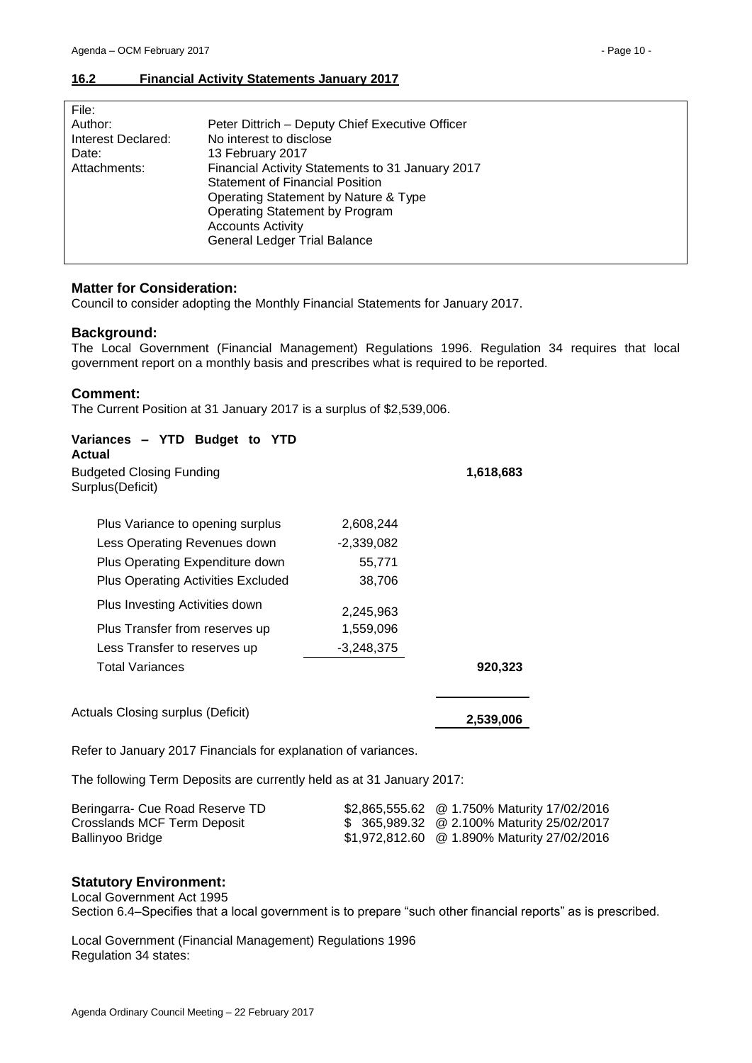## 16.2 Financial Activity Statements January 2017

| | |
|---|---|
| File: | |
| Author: | Peter Dittrich – Deputy Chief Executive Officer |
| Interest Declared: | No interest to disclose |
| Date: | 13 February 2017 |
| Attachments: | Financial Activity Statements to 31 January 2017<br>Statement of Financial Position<br>Operating Statement by Nature & Type<br>Operating Statement by Program<br>Accounts Activity<br>General Ledger Trial Balance |

### Matter for Consideration:

Council to consider adopting the Monthly Financial Statements for January 2017.

### Background:

The Local Government (Financial Management) Regulations 1996. Regulation 34 requires that local government report on a monthly basis and prescribes what is required to be reported.

### Comment:

The Current Position at 31 January 2017 is a surplus of $2,539,006.

**Variances – YTD Budget to YTD Actual**

| | | |
|---|---|---|
| Budgeted Closing Funding Surplus(Deficit) | | **1,618,683** |
| Plus Variance to opening surplus | 2,608,244 | |
| Less Operating Revenues down | -2,339,082 | |
| Plus Operating Expenditure down | 55,771 | |
| Plus Operating Activities Excluded | 38,706 | |
| Plus Investing Activities down | 2,245,963 | |
| Plus Transfer from reserves up | 1,559,096 | |
| Less Transfer to reserves up | -3,248,375 | |
| Total Variances | | **920,323** |
| Actuals Closing surplus (Deficit) | | **2,539,006** |

Refer to January 2017 Financials for explanation of variances.

The following Term Deposits are currently held as at 31 January 2017:

| | |
|---|---|
| Beringarra- Cue Road Reserve TD | $2,865,555.62 @ 1.750% Maturity 17/02/2016 |
| Crosslands MCF Term Deposit | $ 365,989.32 @ 2.100% Maturity 25/02/2017 |
| Ballinyoo Bridge | $1,972,812.60 @ 1.890% Maturity 27/02/2016 |

### Statutory Environment:

Local Government Act 1995
Section 6.4–Specifies that a local government is to prepare "such other financial reports" as is prescribed.

Local Government (Financial Management) Regulations 1996
Regulation 34 states: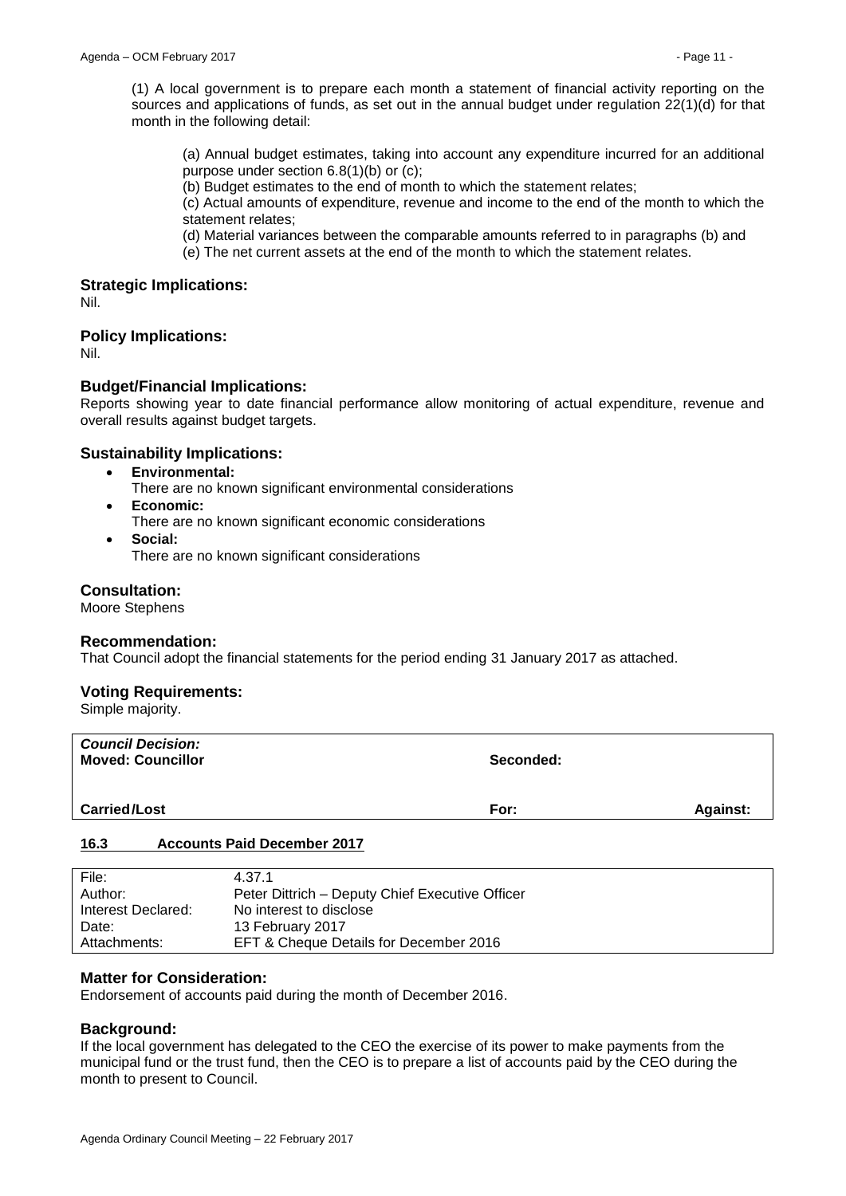(1) A local government is to prepare each month a statement of financial activity reporting on the sources and applications of funds, as set out in the annual budget under regulation 22(1)(d) for that month in the following detail:

(a) Annual budget estimates, taking into account any expenditure incurred for an additional purpose under section 6.8(1)(b) or (c);

(b) Budget estimates to the end of month to which the statement relates;

(c) Actual amounts of expenditure, revenue and income to the end of the month to which the statement relates;

(d) Material variances between the comparable amounts referred to in paragraphs (b) and

(e) The net current assets at the end of the month to which the statement relates.

### Strategic Implications:

Nil.

### Policy Implications:

Nil.

### Budget/Financial Implications:

Reports showing year to date financial performance allow monitoring of actual expenditure, revenue and overall results against budget targets.

### Sustainability Implications:

- **Environmental:**
  There are no known significant environmental considerations
- **Economic:**
  There are no known significant economic considerations
- **Social:**
  There are no known significant considerations

### Consultation:

Moore Stephens

### Recommendation:

That Council adopt the financial statements for the period ending 31 January 2017 as attached.

### Voting Requirements:

Simple majority.

| ***Council Decision:*** **Moved: Councillor** | **Seconded:** | |
|---|---|---|
| **Carried/Lost** | **For:** | **Against:** |

## 16.3 Accounts Paid December 2017

| File: | 4.37.1 |
|---|---|
| Author: | Peter Dittrich – Deputy Chief Executive Officer |
| Interest Declared: | No interest to disclose |
| Date: | 13 February 2017 |
| Attachments: | EFT & Cheque Details for December 2016 |

### Matter for Consideration:

Endorsement of accounts paid during the month of December 2016.

### Background:

If the local government has delegated to the CEO the exercise of its power to make payments from the municipal fund or the trust fund, then the CEO is to prepare a list of accounts paid by the CEO during the month to present to Council.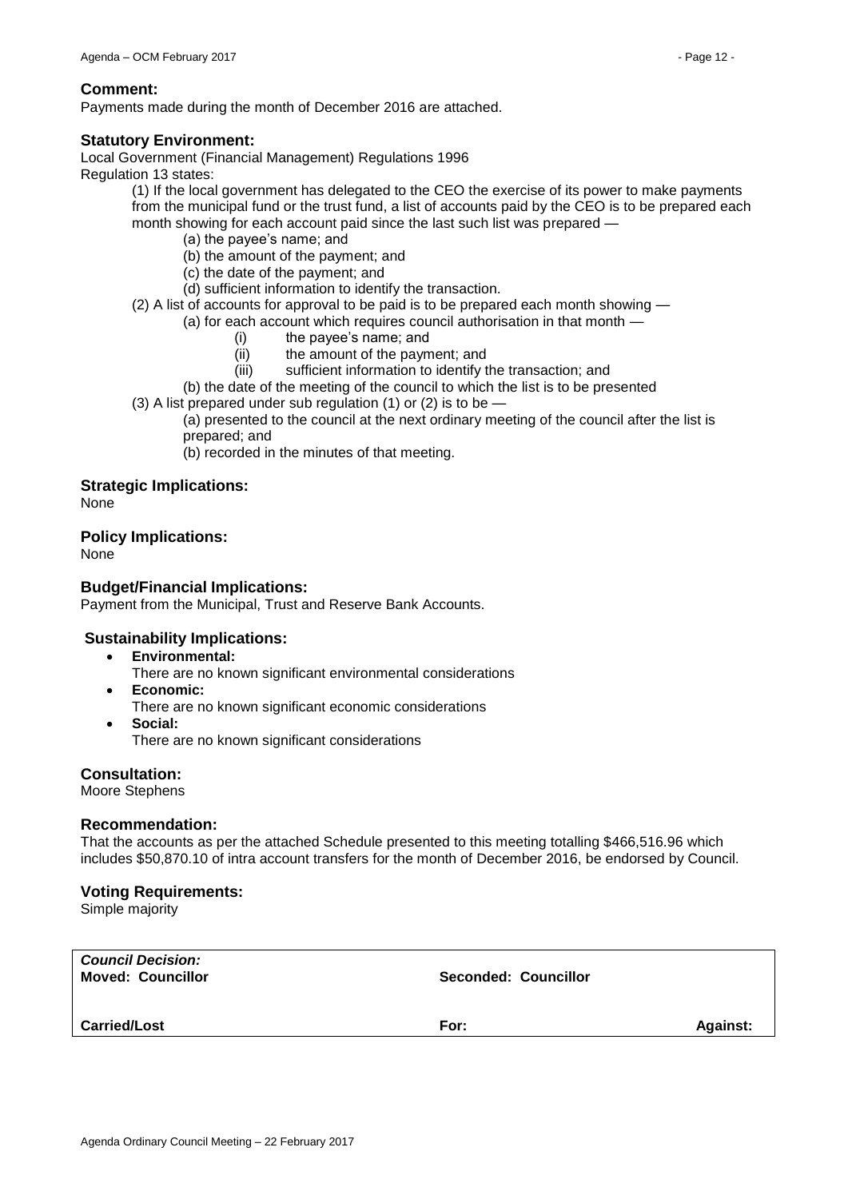**Comment:**
Payments made during the month of December 2016 are attached.

**Statutory Environment:**
Local Government (Financial Management) Regulations 1996
Regulation 13 states:

(1) If the local government has delegated to the CEO the exercise of its power to make payments from the municipal fund or the trust fund, a list of accounts paid by the CEO is to be prepared each month showing for each account paid since the last such list was prepared —

- (a) the payee's name; and
- (b) the amount of the payment; and
- (c) the date of the payment; and
- (d) sufficient information to identify the transaction.

(2) A list of accounts for approval to be paid is to be prepared each month showing —

- (a) for each account which requires council authorisation in that month —
  - (i) the payee's name; and
  - (ii) the amount of the payment; and
  - (iii) sufficient information to identify the transaction; and
- (b) the date of the meeting of the council to which the list is to be presented

(3) A list prepared under sub regulation (1) or (2) is to be —

- (a) presented to the council at the next ordinary meeting of the council after the list is prepared; and
- (b) recorded in the minutes of that meeting.

**Strategic Implications:**
None

**Policy Implications:**
None

**Budget/Financial Implications:**
Payment from the Municipal, Trust and Reserve Bank Accounts.

**Sustainability Implications:**

- **Environmental:**
  There are no known significant environmental considerations
- **Economic:**
  There are no known significant economic considerations
- **Social:**
  There are no known significant considerations

**Consultation:**
Moore Stephens

**Recommendation:**
That the accounts as per the attached Schedule presented to this meeting totalling $466,516.96 which includes $50,870.10 of intra account transfers for the month of December 2016, be endorsed by Council.

**Voting Requirements:**
Simple majority

| ***Council Decision:*** <br> **Moved: Councillor** | **Seconded: Councillor** | |
|---|---|---|
| **Carried/Lost** | **For:** | **Against:** |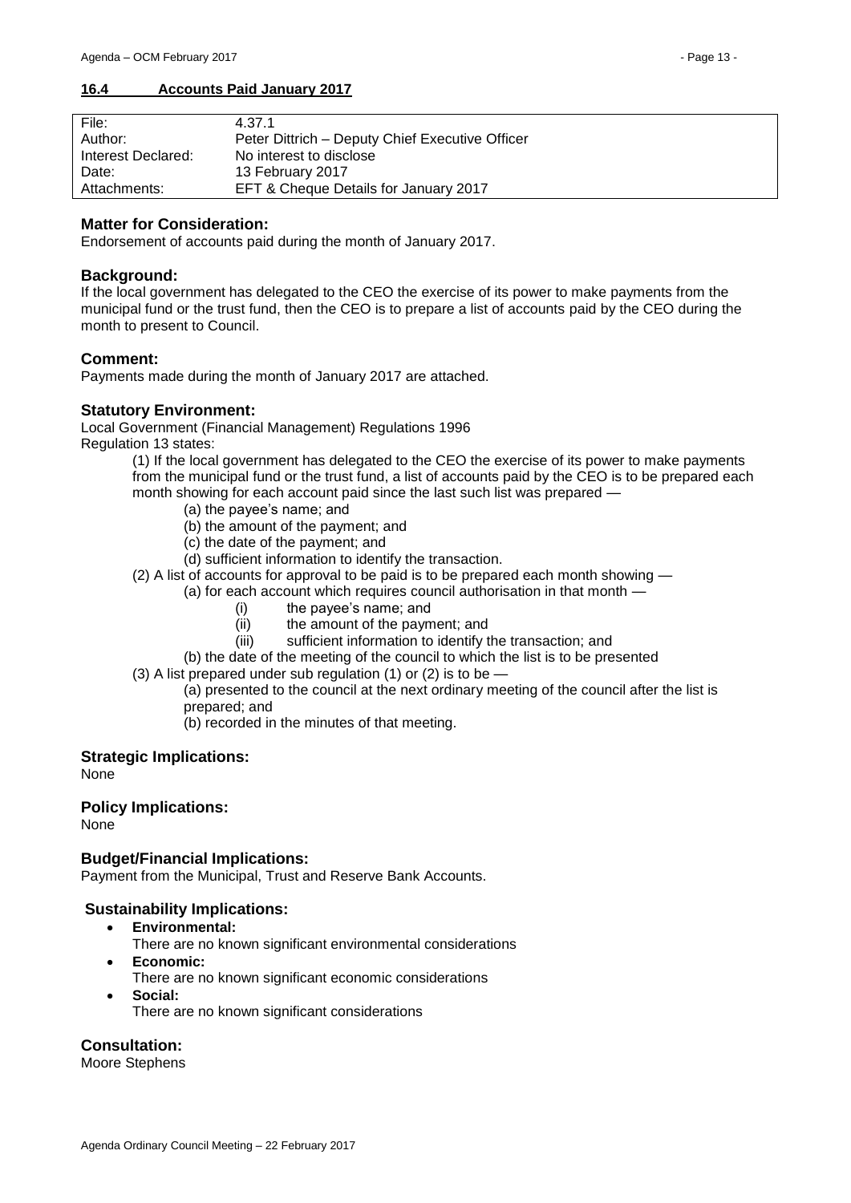## 16.4 Accounts Paid January 2017

| File: | 4.37.1 |
|---|---|
| Author: | Peter Dittrich – Deputy Chief Executive Officer |
| Interest Declared: | No interest to disclose |
| Date: | 13 February 2017 |
| Attachments: | EFT & Cheque Details for January 2017 |

### Matter for Consideration:

Endorsement of accounts paid during the month of January 2017.

### Background:

If the local government has delegated to the CEO the exercise of its power to make payments from the municipal fund or the trust fund, then the CEO is to prepare a list of accounts paid by the CEO during the month to present to Council.

### Comment:

Payments made during the month of January 2017 are attached.

### Statutory Environment:

Local Government (Financial Management) Regulations 1996
Regulation 13 states:

(1) If the local government has delegated to the CEO the exercise of its power to make payments from the municipal fund or the trust fund, a list of accounts paid by the CEO is to be prepared each month showing for each account paid since the last such list was prepared —

- (a) the payee's name; and
- (b) the amount of the payment; and
- (c) the date of the payment; and
- (d) sufficient information to identify the transaction.

(2) A list of accounts for approval to be paid is to be prepared each month showing —

- (a) for each account which requires council authorisation in that month —
  - (i) the payee's name; and
  - (ii) the amount of the payment; and
  - (iii) sufficient information to identify the transaction; and
- (b) the date of the meeting of the council to which the list is to be presented

(3) A list prepared under sub regulation (1) or (2) is to be —

- (a) presented to the council at the next ordinary meeting of the council after the list is prepared; and
- (b) recorded in the minutes of that meeting.

### Strategic Implications:

None

### Policy Implications:

None

### Budget/Financial Implications:

Payment from the Municipal, Trust and Reserve Bank Accounts.

### Sustainability Implications:

- **Environmental:**
  There are no known significant environmental considerations
- **Economic:**
  There are no known significant economic considerations
- **Social:**
  There are no known significant considerations

### Consultation:

Moore Stephens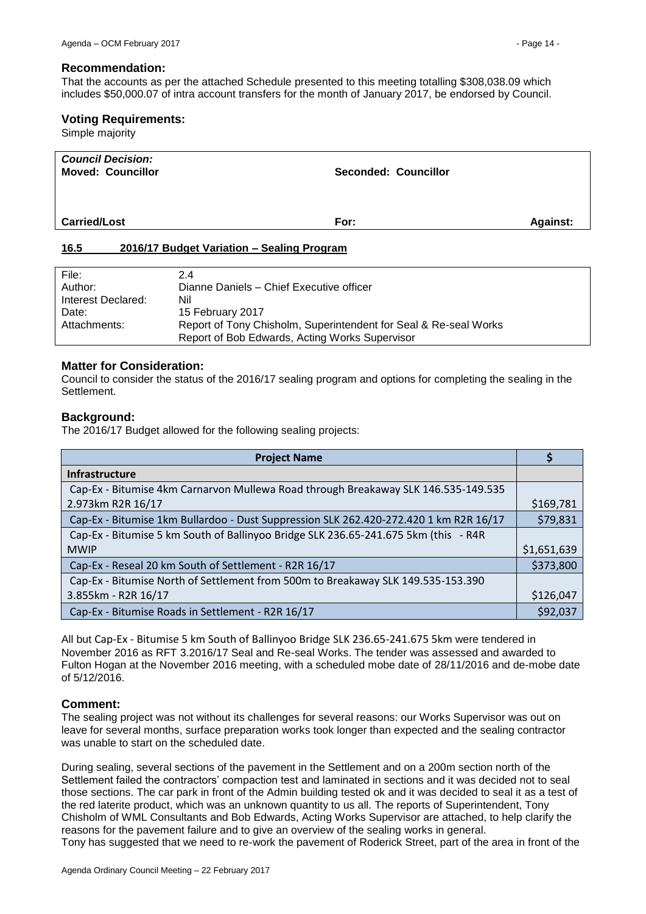### Recommendation:

That the accounts as per the attached Schedule presented to this meeting totalling $308,038.09 which includes $50,000.07 of intra account transfers for the month of January 2017, be endorsed by Council.

### Voting Requirements:

Simple majority

| ***Council Decision:*** **Moved: Councillor** | **Seconded: Councillor** | |
|---|---|---|
| **Carried/Lost** | **For:** | **Against:** |

## 16.5 2016/17 Budget Variation – Sealing Program

| | |
|---|---|
| File: | 2.4 |
| Author: | Dianne Daniels – Chief Executive officer |
| Interest Declared: | Nil |
| Date: | 15 February 2017 |
| Attachments: | Report of Tony Chisholm, Superintendent for Seal & Re-seal Works<br>Report of Bob Edwards, Acting Works Supervisor |

### Matter for Consideration:

Council to consider the status of the 2016/17 sealing program and options for completing the sealing in the Settlement.

### Background:

The 2016/17 Budget allowed for the following sealing projects:

| Project Name | $ |
|---|---|
| **Infrastructure** | |
| Cap-Ex - Bitumise 4km Carnarvon Mullewa Road through Breakaway SLK 146.535-149.535 2.973km R2R 16/17 | $169,781 |
| Cap-Ex - Bitumise 1km Bullardoo - Dust Suppression SLK 262.420-272.420 1 km R2R 16/17 | $79,831 |
| Cap-Ex - Bitumise 5 km South of Ballinyoo Bridge SLK 236.65-241.675 5km (this - R4R MWIP | $1,651,639 |
| Cap-Ex - Reseal 20 km South of Settlement - R2R 16/17 | $373,800 |
| Cap-Ex - Bitumise North of Settlement from 500m to Breakaway SLK 149.535-153.390 3.855km - R2R 16/17 | $126,047 |
| Cap-Ex - Bitumise Roads in Settlement - R2R 16/17 | $92,037 |

All but Cap-Ex - Bitumise 5 km South of Ballinyoo Bridge SLK 236.65-241.675 5km were tendered in November 2016 as RFT 3.2016/17 Seal and Re-seal Works. The tender was assessed and awarded to Fulton Hogan at the November 2016 meeting, with a scheduled mobe date of 28/11/2016 and de-mobe date of 5/12/2016.

### Comment:

The sealing project was not without its challenges for several reasons: our Works Supervisor was out on leave for several months, surface preparation works took longer than expected and the sealing contractor was unable to start on the scheduled date.

During sealing, several sections of the pavement in the Settlement and on a 200m section north of the Settlement failed the contractors' compaction test and laminated in sections and it was decided not to seal those sections. The car park in front of the Admin building tested ok and it was decided to seal it as a test of the red laterite product, which was an unknown quantity to us all. The reports of Superintendent, Tony Chisholm of WML Consultants and Bob Edwards, Acting Works Supervisor are attached, to help clarify the reasons for the pavement failure and to give an overview of the sealing works in general.

Tony has suggested that we need to re-work the pavement of Roderick Street, part of the area in front of the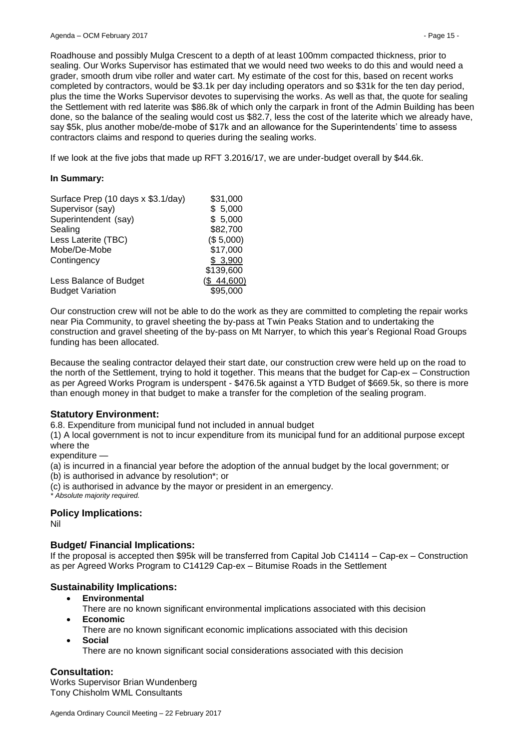Roadhouse and possibly Mulga Crescent to a depth of at least 100mm compacted thickness, prior to sealing. Our Works Supervisor has estimated that we would need two weeks to do this and would need a grader, smooth drum vibe roller and water cart. My estimate of the cost for this, based on recent works completed by contractors, would be $3.1k per day including operators and so $31k for the ten day period, plus the time the Works Supervisor devotes to supervising the works. As well as that, the quote for sealing the Settlement with red laterite was $86.8k of which only the carpark in front of the Admin Building has been done, so the balance of the sealing would cost us $82.7, less the cost of the laterite which we already have, say $5k, plus another mobe/de-mobe of $17k and an allowance for the Superintendents' time to assess contractors claims and respond to queries during the sealing works.

If we look at the five jobs that made up RFT 3.2016/17, we are under-budget overall by $44.6k.

**In Summary:**

| | |
|---|---|
| Surface Prep (10 days x $3.1/day) | $31,000 |
| Supervisor (say) | $ 5,000 |
| Superintendent (say) | $ 5,000 |
| Sealing | $82,700 |
| Less Laterite (TBC) | ($ 5,000) |
| Mobe/De-Mobe | $17,000 |
| Contingency | $ 3,900 |
| | $139,600 |
| Less Balance of Budget | ($ 44,600) |
| Budget Variation | $95,000 |

Our construction crew will not be able to do the work as they are committed to completing the repair works near Pia Community, to gravel sheeting the by-pass at Twin Peaks Station and to undertaking the construction and gravel sheeting of the by-pass on Mt Narryer, to which this year's Regional Road Groups funding has been allocated.

Because the sealing contractor delayed their start date, our construction crew were held up on the road to the north of the Settlement, trying to hold it together. This means that the budget for Cap-ex – Construction as per Agreed Works Program is underspent - $476.5k against a YTD Budget of $669.5k, so there is more than enough money in that budget to make a transfer for the completion of the sealing program.

## Statutory Environment:

6.8. Expenditure from municipal fund not included in annual budget

(1) A local government is not to incur expenditure from its municipal fund for an additional purpose except where the

expenditure —

(a) is incurred in a financial year before the adoption of the annual budget by the local government; or

(b) is authorised in advance by resolution*; or

(c) is authorised in advance by the mayor or president in an emergency.

*\* Absolute majority required.*

## Policy Implications:

Nil

## Budget/ Financial Implications:

If the proposal is accepted then $95k will be transferred from Capital Job C14114 – Cap-ex – Construction as per Agreed Works Program to C14129 Cap-ex – Bitumise Roads in the Settlement

## Sustainability Implications:

- **Environmental**
  There are no known significant environmental implications associated with this decision
- **Economic**
  There are no known significant economic implications associated with this decision
- **Social**
  There are no known significant social considerations associated with this decision

## Consultation:

Works Supervisor Brian Wundenberg
Tony Chisholm WML Consultants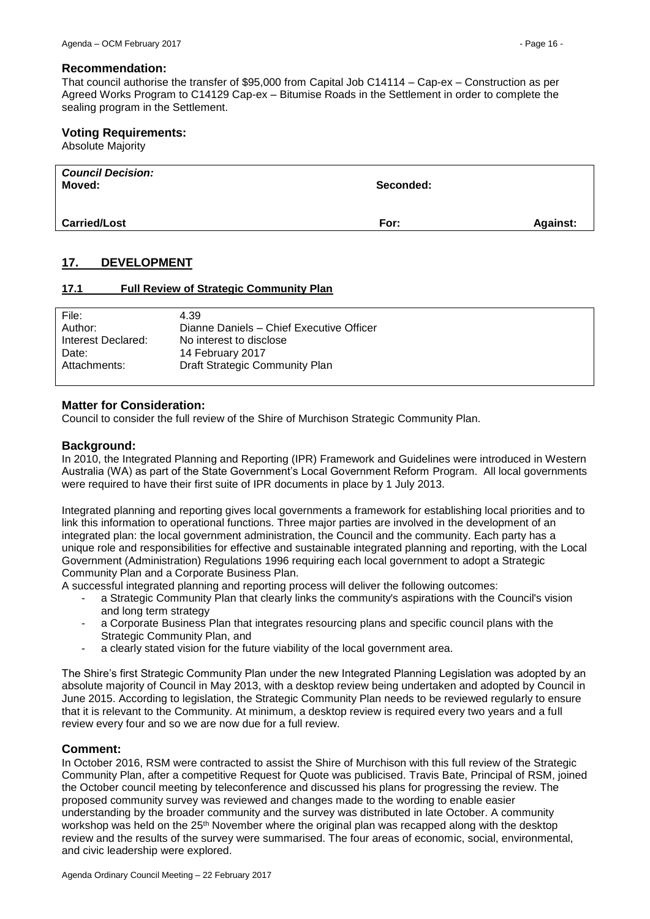### Recommendation:

That council authorise the transfer of $95,000 from Capital Job C14114 – Cap-ex – Construction as per Agreed Works Program to C14129 Cap-ex – Bitumise Roads in the Settlement in order to complete the sealing program in the Settlement.

### Voting Requirements:

Absolute Majority

| ***Council Decision:*** **Moved:** | **Seconded:** | |
|---|---|---|
| **Carried/Lost** | **For:** | **Against:** |

## 17. DEVELOPMENT

### 17.1 Full Review of Strategic Community Plan

| | |
|---|---|
| File: | 4.39 |
| Author: | Dianne Daniels – Chief Executive Officer |
| Interest Declared: | No interest to disclose |
| Date: | 14 February 2017 |
| Attachments: | Draft Strategic Community Plan |

### Matter for Consideration:

Council to consider the full review of the Shire of Murchison Strategic Community Plan.

### Background:

In 2010, the Integrated Planning and Reporting (IPR) Framework and Guidelines were introduced in Western Australia (WA) as part of the State Government's Local Government Reform Program. All local governments were required to have their first suite of IPR documents in place by 1 July 2013.

Integrated planning and reporting gives local governments a framework for establishing local priorities and to link this information to operational functions. Three major parties are involved in the development of an integrated plan: the local government administration, the Council and the community. Each party has a unique role and responsibilities for effective and sustainable integrated planning and reporting, with the Local Government (Administration) Regulations 1996 requiring each local government to adopt a Strategic Community Plan and a Corporate Business Plan.

A successful integrated planning and reporting process will deliver the following outcomes:

- a Strategic Community Plan that clearly links the community's aspirations with the Council's vision and long term strategy
- a Corporate Business Plan that integrates resourcing plans and specific council plans with the Strategic Community Plan, and
- a clearly stated vision for the future viability of the local government area.

The Shire's first Strategic Community Plan under the new Integrated Planning Legislation was adopted by an absolute majority of Council in May 2013, with a desktop review being undertaken and adopted by Council in June 2015. According to legislation, the Strategic Community Plan needs to be reviewed regularly to ensure that it is relevant to the Community. At minimum, a desktop review is required every two years and a full review every four and so we are now due for a full review.

### Comment:

In October 2016, RSM were contracted to assist the Shire of Murchison with this full review of the Strategic Community Plan, after a competitive Request for Quote was publicised. Travis Bate, Principal of RSM, joined the October council meeting by teleconference and discussed his plans for progressing the review. The proposed community survey was reviewed and changes made to the wording to enable easier understanding by the broader community and the survey was distributed in late October. A community workshop was held on the 25th November where the original plan was recapped along with the desktop review and the results of the survey were summarised. The four areas of economic, social, environmental, and civic leadership were explored.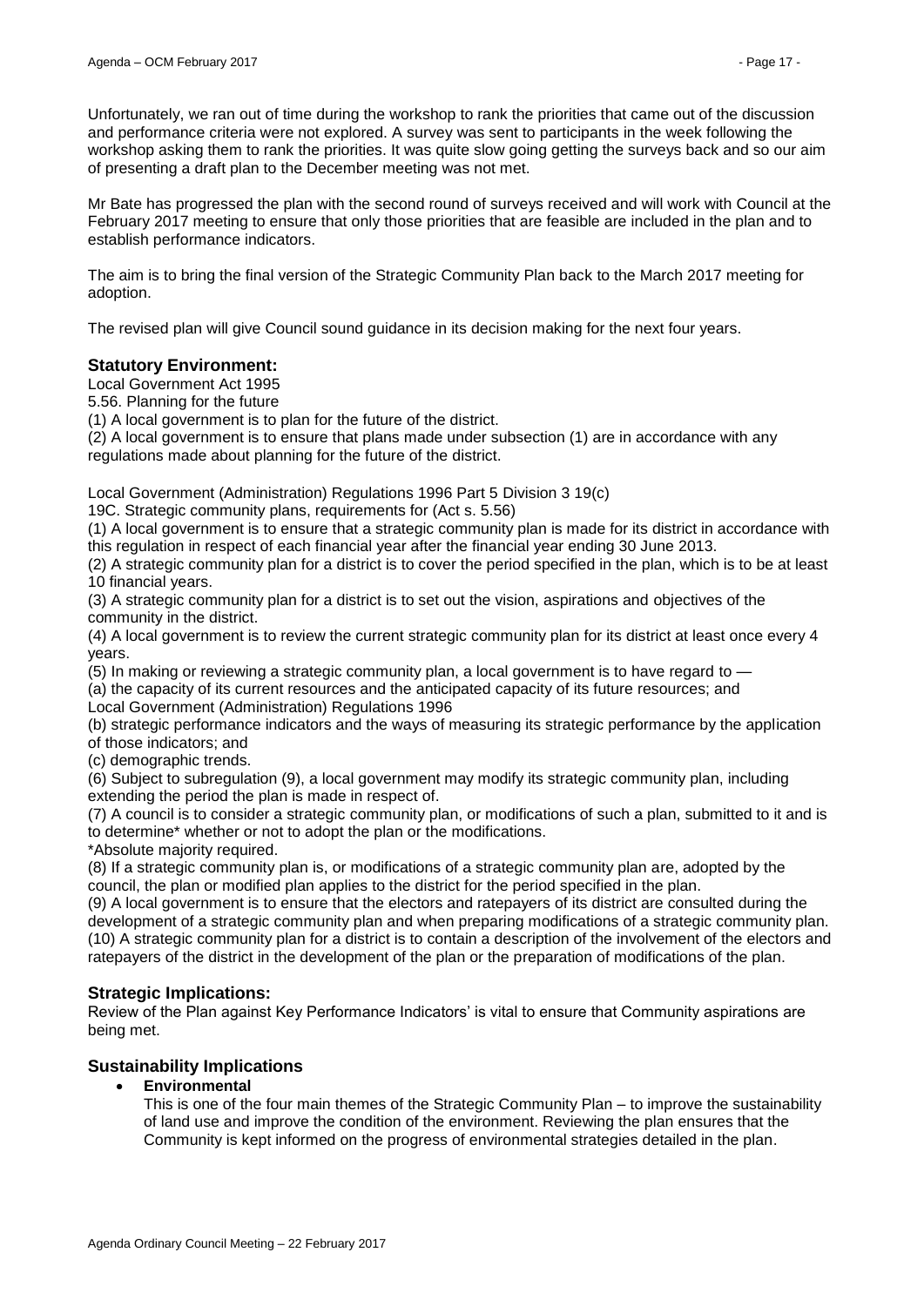Unfortunately, we ran out of time during the workshop to rank the priorities that came out of the discussion and performance criteria were not explored. A survey was sent to participants in the week following the workshop asking them to rank the priorities. It was quite slow going getting the surveys back and so our aim of presenting a draft plan to the December meeting was not met.

Mr Bate has progressed the plan with the second round of surveys received and will work with Council at the February 2017 meeting to ensure that only those priorities that are feasible are included in the plan and to establish performance indicators.

The aim is to bring the final version of the Strategic Community Plan back to the March 2017 meeting for adoption.

The revised plan will give Council sound guidance in its decision making for the next four years.

## Statutory Environment:

Local Government Act 1995

5.56. Planning for the future

(1) A local government is to plan for the future of the district.

(2) A local government is to ensure that plans made under subsection (1) are in accordance with any regulations made about planning for the future of the district.

Local Government (Administration) Regulations 1996 Part 5 Division 3 19(c)

19C. Strategic community plans, requirements for (Act s. 5.56)

(1) A local government is to ensure that a strategic community plan is made for its district in accordance with this regulation in respect of each financial year after the financial year ending 30 June 2013.

(2) A strategic community plan for a district is to cover the period specified in the plan, which is to be at least 10 financial years.

(3) A strategic community plan for a district is to set out the vision, aspirations and objectives of the community in the district.

(4) A local government is to review the current strategic community plan for its district at least once every 4 years.

(5) In making or reviewing a strategic community plan, a local government is to have regard to —

(a) the capacity of its current resources and the anticipated capacity of its future resources; and

Local Government (Administration) Regulations 1996

(b) strategic performance indicators and the ways of measuring its strategic performance by the application of those indicators; and

(c) demographic trends.

(6) Subject to subregulation (9), a local government may modify its strategic community plan, including extending the period the plan is made in respect of.

(7) A council is to consider a strategic community plan, or modifications of such a plan, submitted to it and is to determine* whether or not to adopt the plan or the modifications.

*Absolute majority required.

(8) If a strategic community plan is, or modifications of a strategic community plan are, adopted by the council, the plan or modified plan applies to the district for the period specified in the plan.

(9) A local government is to ensure that the electors and ratepayers of its district are consulted during the development of a strategic community plan and when preparing modifications of a strategic community plan.

(10) A strategic community plan for a district is to contain a description of the involvement of the electors and ratepayers of the district in the development of the plan or the preparation of modifications of the plan.

## Strategic Implications:

Review of the Plan against Key Performance Indicators' is vital to ensure that Community aspirations are being met.

## Sustainability Implications

- **Environmental**

  This is one of the four main themes of the Strategic Community Plan – to improve the sustainability of land use and improve the condition of the environment. Reviewing the plan ensures that the Community is kept informed on the progress of environmental strategies detailed in the plan.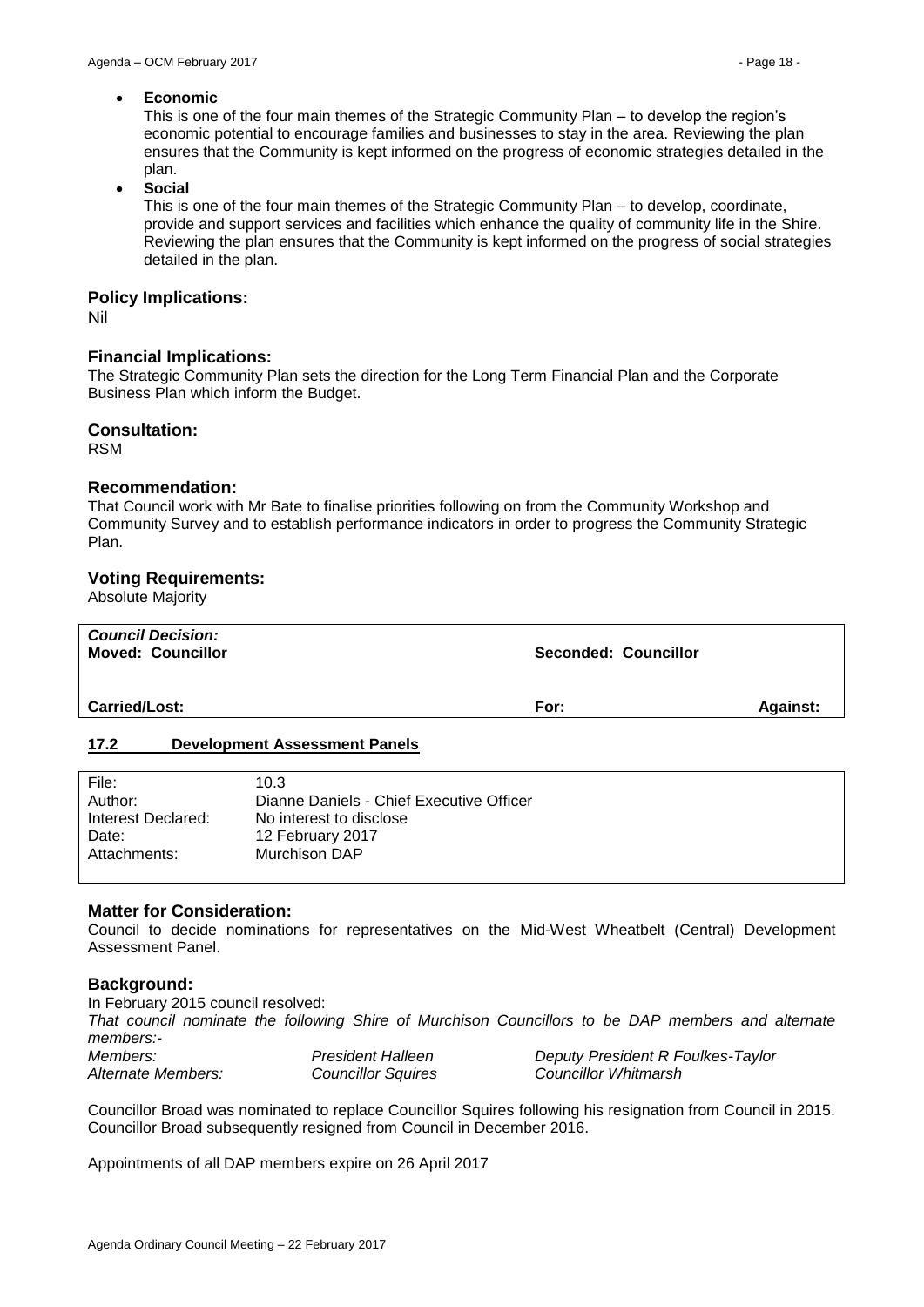- **Economic**
  This is one of the four main themes of the Strategic Community Plan – to develop the region's economic potential to encourage families and businesses to stay in the area. Reviewing the plan ensures that the Community is kept informed on the progress of economic strategies detailed in the plan.
- **Social**
  This is one of the four main themes of the Strategic Community Plan – to develop, coordinate, provide and support services and facilities which enhance the quality of community life in the Shire. Reviewing the plan ensures that the Community is kept informed on the progress of social strategies detailed in the plan.

### Policy Implications:

Nil

### Financial Implications:

The Strategic Community Plan sets the direction for the Long Term Financial Plan and the Corporate Business Plan which inform the Budget.

### Consultation:

RSM

### Recommendation:

That Council work with Mr Bate to finalise priorities following on from the Community Workshop and Community Survey and to establish performance indicators in order to progress the Community Strategic Plan.

### Voting Requirements:

Absolute Majority

| ***Council Decision:*** **Moved: Councillor** | **Seconded: Councillor** | |
|---|---|---|
| **Carried/Lost:** | **For:** | **Against:** |

## 17.2 Development Assessment Panels

| | |
|---|---|
| File: | 10.3 |
| Author: | Dianne Daniels - Chief Executive Officer |
| Interest Declared: | No interest to disclose |
| Date: | 12 February 2017 |
| Attachments: | Murchison DAP |

### Matter for Consideration:

Council to decide nominations for representatives on the Mid-West Wheatbelt (Central) Development Assessment Panel.

### Background:

In February 2015 council resolved:

*That council nominate the following Shire of Murchison Councillors to be DAP members and alternate members:-*

| | | |
|---|---|---|
| *Members:* | *President Halleen* | *Deputy President R Foulkes-Taylor* |
| *Alternate Members:* | *Councillor Squires* | *Councillor Whitmarsh* |

Councillor Broad was nominated to replace Councillor Squires following his resignation from Council in 2015. Councillor Broad subsequently resigned from Council in December 2016.

Appointments of all DAP members expire on 26 April 2017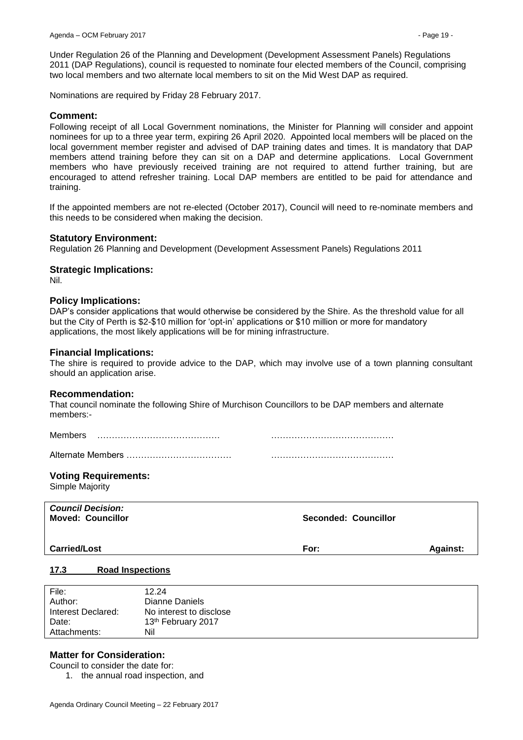Under Regulation 26 of the Planning and Development (Development Assessment Panels) Regulations 2011 (DAP Regulations), council is requested to nominate four elected members of the Council, comprising two local members and two alternate local members to sit on the Mid West DAP as required.

Nominations are required by Friday 28 February 2017.

### Comment:

Following receipt of all Local Government nominations, the Minister for Planning will consider and appoint nominees for up to a three year term, expiring 26 April 2020. Appointed local members will be placed on the local government member register and advised of DAP training dates and times. It is mandatory that DAP members attend training before they can sit on a DAP and determine applications. Local Government members who have previously received training are not required to attend further training, but are encouraged to attend refresher training. Local DAP members are entitled to be paid for attendance and training.

If the appointed members are not re-elected (October 2017), Council will need to re-nominate members and this needs to be considered when making the decision.

### Statutory Environment:

Regulation 26 Planning and Development (Development Assessment Panels) Regulations 2011

### Strategic Implications:

Nil.

### Policy Implications:

DAP's consider applications that would otherwise be considered by the Shire. As the threshold value for all but the City of Perth is $2-$10 million for 'opt-in' applications or $10 million or more for mandatory applications, the most likely applications will be for mining infrastructure.

### Financial Implications:

The shire is required to provide advice to the DAP, which may involve use of a town planning consultant should an application arise.

### Recommendation:

That council nominate the following Shire of Murchison Councillors to be DAP members and alternate members:-

Members ………………………………… …………………………………

Alternate Members ……………………………… …………………………………

### Voting Requirements:

Simple Majority

| *Council Decision:* **Moved: Councillor** | **Seconded: Councillor** | |
|---|---|---|
| **Carried/Lost** | **For:** | **Against:** |

## 17.3 Road Inspections

| | |
|---|---|
| File: | 12.24 |
| Author: | Dianne Daniels |
| Interest Declared: | No interest to disclose |
| Date: | 13th February 2017 |
| Attachments: | Nil |

### Matter for Consideration:

Council to consider the date for:

1. the annual road inspection, and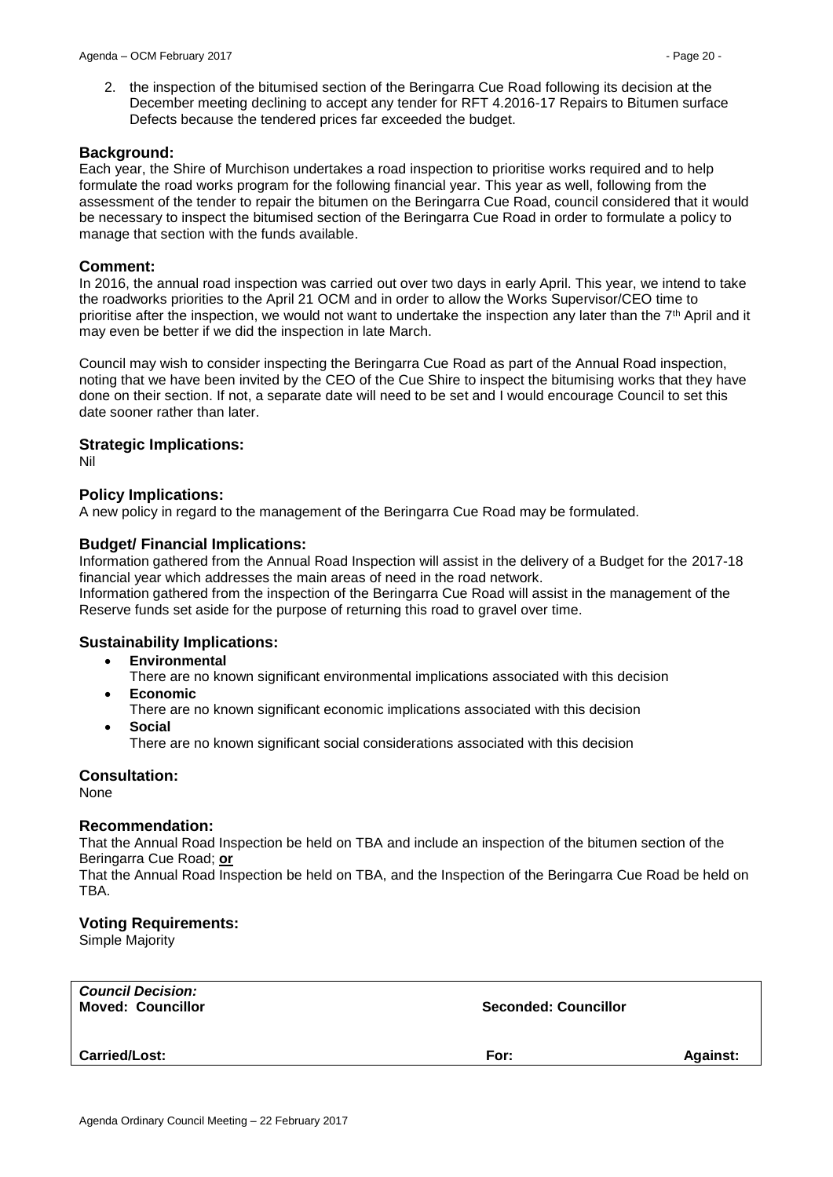2. the inspection of the bitumised section of the Beringarra Cue Road following its decision at the December meeting declining to accept any tender for RFT 4.2016-17 Repairs to Bitumen surface Defects because the tendered prices far exceeded the budget.

## Background:

Each year, the Shire of Murchison undertakes a road inspection to prioritise works required and to help formulate the road works program for the following financial year. This year as well, following from the assessment of the tender to repair the bitumen on the Beringarra Cue Road, council considered that it would be necessary to inspect the bitumised section of the Beringarra Cue Road in order to formulate a policy to manage that section with the funds available.

## Comment:

In 2016, the annual road inspection was carried out over two days in early April. This year, we intend to take the roadworks priorities to the April 21 OCM and in order to allow the Works Supervisor/CEO time to prioritise after the inspection, we would not want to undertake the inspection any later than the 7th April and it may even be better if we did the inspection in late March.

Council may wish to consider inspecting the Beringarra Cue Road as part of the Annual Road inspection, noting that we have been invited by the CEO of the Cue Shire to inspect the bitumising works that they have done on their section. If not, a separate date will need to be set and I would encourage Council to set this date sooner rather than later.

## Strategic Implications:

Nil

## Policy Implications:

A new policy in regard to the management of the Beringarra Cue Road may be formulated.

## Budget/ Financial Implications:

Information gathered from the Annual Road Inspection will assist in the delivery of a Budget for the 2017-18 financial year which addresses the main areas of need in the road network.
Information gathered from the inspection of the Beringarra Cue Road will assist in the management of the Reserve funds set aside for the purpose of returning this road to gravel over time.

## Sustainability Implications:

- **Environmental**
  There are no known significant environmental implications associated with this decision
- **Economic**
  There are no known significant economic implications associated with this decision
- **Social**
  There are no known significant social considerations associated with this decision

## Consultation:

None

## Recommendation:

That the Annual Road Inspection be held on TBA and include an inspection of the bitumen section of the Beringarra Cue Road; **or**
That the Annual Road Inspection be held on TBA, and the Inspection of the Beringarra Cue Road be held on TBA.

## Voting Requirements:

Simple Majority

| ***Council Decision:*** **Moved: Councillor** | **Seconded: Councillor** | |
|---|---|---|
| **Carried/Lost:** | **For:** | **Against:** |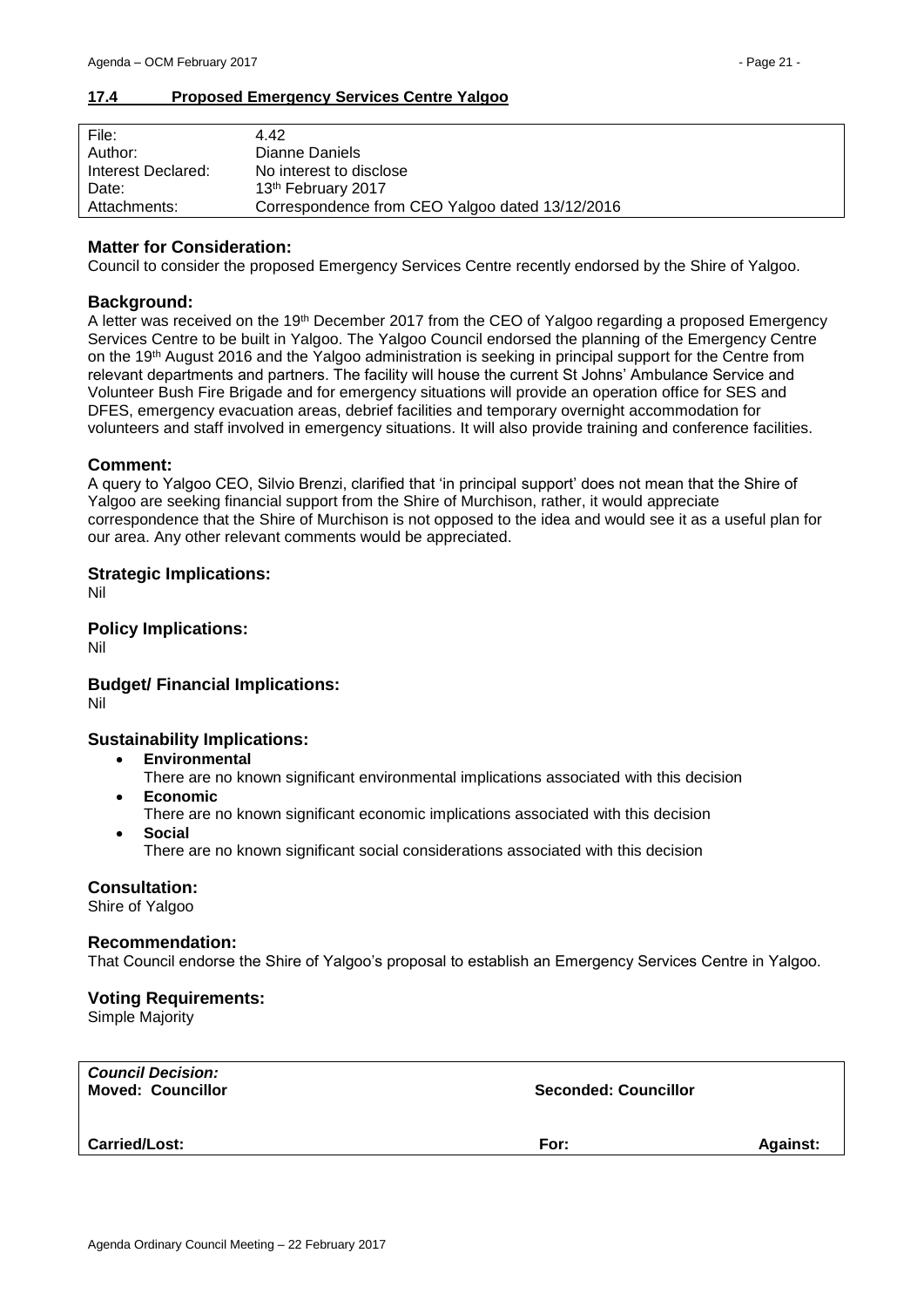## 17.4 Proposed Emergency Services Centre Yalgoo

| | |
|---|---|
| File: | 4.42 |
| Author: | Dianne Daniels |
| Interest Declared: | No interest to disclose |
| Date: | 13th February 2017 |
| Attachments: | Correspondence from CEO Yalgoo dated 13/12/2016 |

### Matter for Consideration:

Council to consider the proposed Emergency Services Centre recently endorsed by the Shire of Yalgoo.

### Background:

A letter was received on the 19th December 2017 from the CEO of Yalgoo regarding a proposed Emergency Services Centre to be built in Yalgoo. The Yalgoo Council endorsed the planning of the Emergency Centre on the 19th August 2016 and the Yalgoo administration is seeking in principal support for the Centre from relevant departments and partners. The facility will house the current St Johns' Ambulance Service and Volunteer Bush Fire Brigade and for emergency situations will provide an operation office for SES and DFES, emergency evacuation areas, debrief facilities and temporary overnight accommodation for volunteers and staff involved in emergency situations. It will also provide training and conference facilities.

### Comment:

A query to Yalgoo CEO, Silvio Brenzi, clarified that 'in principal support' does not mean that the Shire of Yalgoo are seeking financial support from the Shire of Murchison, rather, it would appreciate correspondence that the Shire of Murchison is not opposed to the idea and would see it as a useful plan for our area. Any other relevant comments would be appreciated.

### Strategic Implications:

Nil

### Policy Implications:

Nil

### Budget/ Financial Implications:

Nil

### Sustainability Implications:

- **Environmental**
  There are no known significant environmental implications associated with this decision
- **Economic**
  There are no known significant economic implications associated with this decision
- **Social**
  There are no known significant social considerations associated with this decision

### Consultation:

Shire of Yalgoo

### Recommendation:

That Council endorse the Shire of Yalgoo's proposal to establish an Emergency Services Centre in Yalgoo.

### Voting Requirements:

Simple Majority

| | | |
|---|---|---|
| ***Council Decision:*** **Moved: Councillor** | **Seconded: Councillor** | |
| **Carried/Lost:** | **For:** | **Against:** |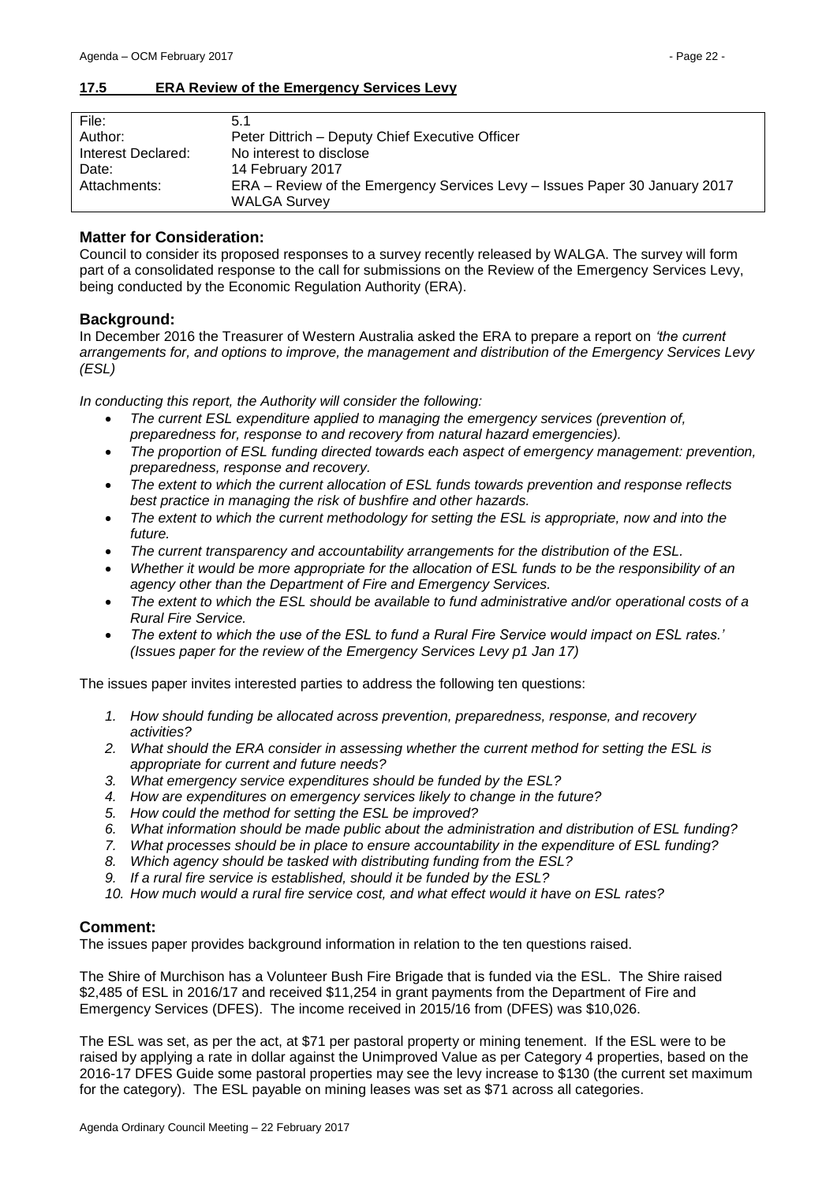## 17.5 ERA Review of the Emergency Services Levy

| File: | 5.1 |
|---|---|
| Author: | Peter Dittrich – Deputy Chief Executive Officer |
| Interest Declared: | No interest to disclose |
| Date: | 14 February 2017 |
| Attachments: | ERA – Review of the Emergency Services Levy – Issues Paper 30 January 2017<br>WALGA Survey |

### Matter for Consideration:

Council to consider its proposed responses to a survey recently released by WALGA. The survey will form part of a consolidated response to the call for submissions on the Review of the Emergency Services Levy, being conducted by the Economic Regulation Authority (ERA).

### Background:

In December 2016 the Treasurer of Western Australia asked the ERA to prepare a report on *'the current arrangements for, and options to improve, the management and distribution of the Emergency Services Levy (ESL)*

*In conducting this report, the Authority will consider the following:*

- *The current ESL expenditure applied to managing the emergency services (prevention of, preparedness for, response to and recovery from natural hazard emergencies).*
- *The proportion of ESL funding directed towards each aspect of emergency management: prevention, preparedness, response and recovery.*
- *The extent to which the current allocation of ESL funds towards prevention and response reflects best practice in managing the risk of bushfire and other hazards.*
- *The extent to which the current methodology for setting the ESL is appropriate, now and into the future.*
- *The current transparency and accountability arrangements for the distribution of the ESL.*
- *Whether it would be more appropriate for the allocation of ESL funds to be the responsibility of an agency other than the Department of Fire and Emergency Services.*
- *The extent to which the ESL should be available to fund administrative and/or operational costs of a Rural Fire Service.*
- *The extent to which the use of the ESL to fund a Rural Fire Service would impact on ESL rates.' (Issues paper for the review of the Emergency Services Levy p1 Jan 17)*

The issues paper invites interested parties to address the following ten questions:

1. *How should funding be allocated across prevention, preparedness, response, and recovery activities?*
2. *What should the ERA consider in assessing whether the current method for setting the ESL is appropriate for current and future needs?*
3. *What emergency service expenditures should be funded by the ESL?*
4. *How are expenditures on emergency services likely to change in the future?*
5. *How could the method for setting the ESL be improved?*
6. *What information should be made public about the administration and distribution of ESL funding?*
7. *What processes should be in place to ensure accountability in the expenditure of ESL funding?*
8. *Which agency should be tasked with distributing funding from the ESL?*
9. *If a rural fire service is established, should it be funded by the ESL?*
10. *How much would a rural fire service cost, and what effect would it have on ESL rates?*

### Comment:

The issues paper provides background information in relation to the ten questions raised.

The Shire of Murchison has a Volunteer Bush Fire Brigade that is funded via the ESL. The Shire raised $2,485 of ESL in 2016/17 and received $11,254 in grant payments from the Department of Fire and Emergency Services (DFES). The income received in 2015/16 from (DFES) was $10,026.

The ESL was set, as per the act, at $71 per pastoral property or mining tenement. If the ESL were to be raised by applying a rate in dollar against the Unimproved Value as per Category 4 properties, based on the 2016-17 DFES Guide some pastoral properties may see the levy increase to $130 (the current set maximum for the category). The ESL payable on mining leases was set as $71 across all categories.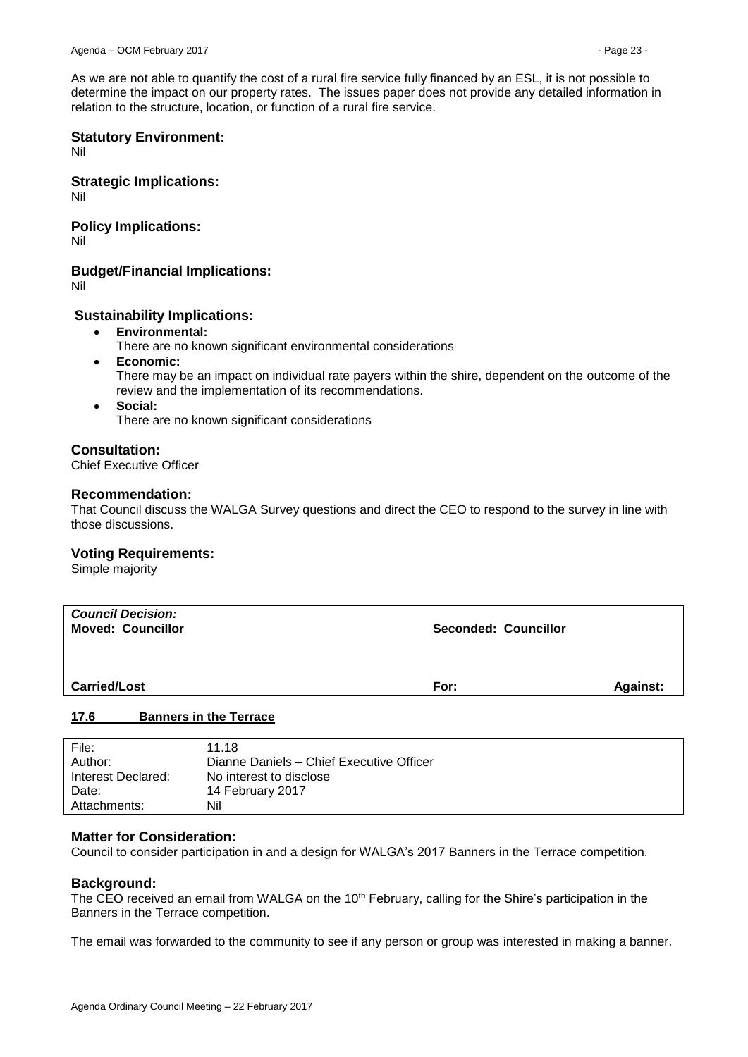As we are not able to quantify the cost of a rural fire service fully financed by an ESL, it is not possible to determine the impact on our property rates. The issues paper does not provide any detailed information in relation to the structure, location, or function of a rural fire service.

### Statutory Environment:

Nil

### Strategic Implications:

Nil

### Policy Implications:

Nil

### Budget/Financial Implications:

Nil

### Sustainability Implications:

- **Environmental:**
  There are no known significant environmental considerations
- **Economic:**
  There may be an impact on individual rate payers within the shire, dependent on the outcome of the review and the implementation of its recommendations.
- **Social:**
  There are no known significant considerations

### Consultation:

Chief Executive Officer

### Recommendation:

That Council discuss the WALGA Survey questions and direct the CEO to respond to the survey in line with those discussions.

### Voting Requirements:

Simple majority

| ***Council Decision:*** **Moved: Councillor** | **Seconded: Councillor** | |
|---|---|---|
| **Carried/Lost** | **For:** | **Against:** |

## 17.6 Banners in the Terrace

| | |
|---|---|
| File: | 11.18 |
| Author: | Dianne Daniels – Chief Executive Officer |
| Interest Declared: | No interest to disclose |
| Date: | 14 February 2017 |
| Attachments: | Nil |

### Matter for Consideration:

Council to consider participation in and a design for WALGA's 2017 Banners in the Terrace competition.

### Background:

The CEO received an email from WALGA on the 10th February, calling for the Shire's participation in the Banners in the Terrace competition.

The email was forwarded to the community to see if any person or group was interested in making a banner.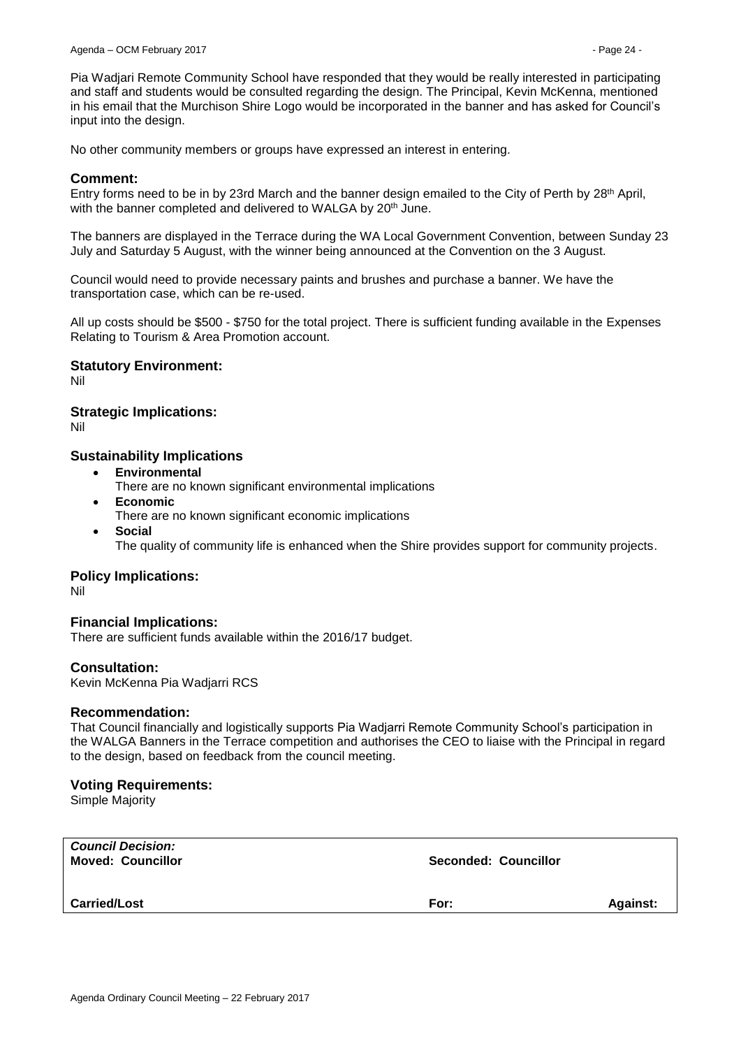Pia Wadjari Remote Community School have responded that they would be really interested in participating and staff and students would be consulted regarding the design. The Principal, Kevin McKenna, mentioned in his email that the Murchison Shire Logo would be incorporated in the banner and has asked for Council's input into the design.

No other community members or groups have expressed an interest in entering.

### Comment:

Entry forms need to be in by 23rd March and the banner design emailed to the City of Perth by 28th April, with the banner completed and delivered to WALGA by 20th June.

The banners are displayed in the Terrace during the WA Local Government Convention, between Sunday 23 July and Saturday 5 August, with the winner being announced at the Convention on the 3 August.

Council would need to provide necessary paints and brushes and purchase a banner. We have the transportation case, which can be re-used.

All up costs should be $500 - $750 for the total project. There is sufficient funding available in the Expenses Relating to Tourism & Area Promotion account.

### Statutory Environment:

Nil

### Strategic Implications:

Nil

### Sustainability Implications

- **Environmental**
  There are no known significant environmental implications
- **Economic**
  There are no known significant economic implications
- **Social**
  The quality of community life is enhanced when the Shire provides support for community projects.

### Policy Implications:

Nil

### Financial Implications:

There are sufficient funds available within the 2016/17 budget.

### Consultation:

Kevin McKenna Pia Wadjarri RCS

### Recommendation:

That Council financially and logistically supports Pia Wadjarri Remote Community School's participation in the WALGA Banners in the Terrace competition and authorises the CEO to liaise with the Principal in regard to the design, based on feedback from the council meeting.

### Voting Requirements:

Simple Majority

| ***Council Decision:*** **Moved: Councillor** | **Seconded: Councillor** | |
|---|---|---|
| **Carried/Lost** | **For:** | **Against:** |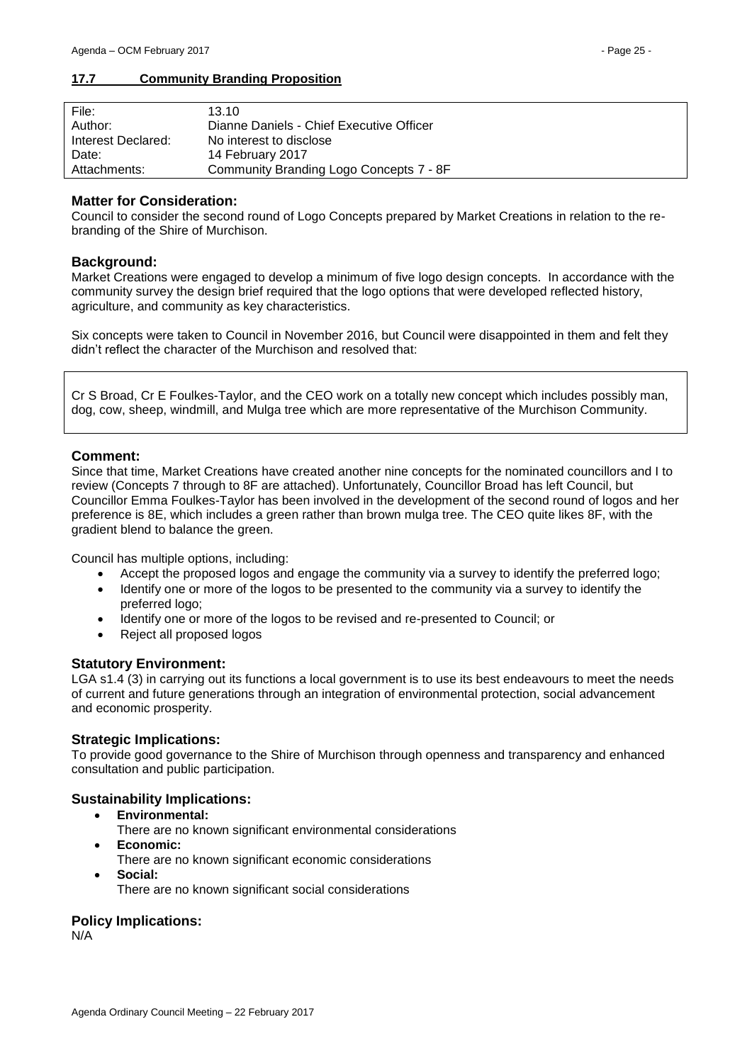## 17.7 Community Branding Proposition

| File: | 13.10 |
|---|---|
| Author: | Dianne Daniels - Chief Executive Officer |
| Interest Declared: | No interest to disclose |
| Date: | 14 February 2017 |
| Attachments: | Community Branding Logo Concepts 7 - 8F |

### Matter for Consideration:

Council to consider the second round of Logo Concepts prepared by Market Creations in relation to the re-branding of the Shire of Murchison.

### Background:

Market Creations were engaged to develop a minimum of five logo design concepts. In accordance with the community survey the design brief required that the logo options that were developed reflected history, agriculture, and community as key characteristics.

Six concepts were taken to Council in November 2016, but Council were disappointed in them and felt they didn't reflect the character of the Murchison and resolved that:

> Cr S Broad, Cr E Foulkes-Taylor, and the CEO work on a totally new concept which includes possibly man, dog, cow, sheep, windmill, and Mulga tree which are more representative of the Murchison Community.

### Comment:

Since that time, Market Creations have created another nine concepts for the nominated councillors and I to review (Concepts 7 through to 8F are attached). Unfortunately, Councillor Broad has left Council, but Councillor Emma Foulkes-Taylor has been involved in the development of the second round of logos and her preference is 8E, which includes a green rather than brown mulga tree. The CEO quite likes 8F, with the gradient blend to balance the green.

Council has multiple options, including:

- Accept the proposed logos and engage the community via a survey to identify the preferred logo;
- Identify one or more of the logos to be presented to the community via a survey to identify the preferred logo;
- Identify one or more of the logos to be revised and re-presented to Council; or
- Reject all proposed logos

### Statutory Environment:

LGA s1.4 (3) in carrying out its functions a local government is to use its best endeavours to meet the needs of current and future generations through an integration of environmental protection, social advancement and economic prosperity.

### Strategic Implications:

To provide good governance to the Shire of Murchison through openness and transparency and enhanced consultation and public participation.

### Sustainability Implications:

- **Environmental:**
  There are no known significant environmental considerations
- **Economic:**
  There are no known significant economic considerations
- **Social:**
  There are no known significant social considerations

### Policy Implications:

N/A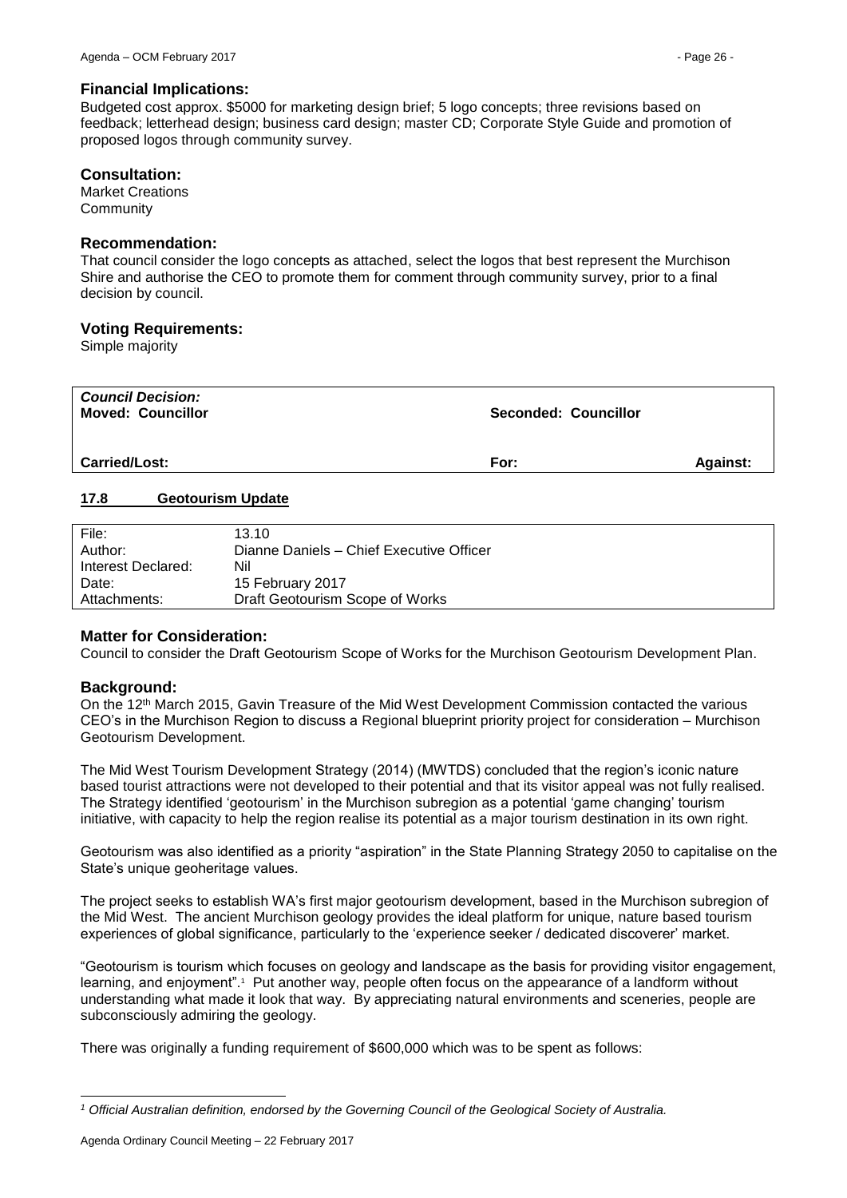### Financial Implications:

Budgeted cost approx. $5000 for marketing design brief; 5 logo concepts; three revisions based on feedback; letterhead design; business card design; master CD; Corporate Style Guide and promotion of proposed logos through community survey.

### Consultation:

Market Creations
Community

### Recommendation:

That council consider the logo concepts as attached, select the logos that best represent the Murchison Shire and authorise the CEO to promote them for comment through community survey, prior to a final decision by council.

### Voting Requirements:

Simple majority

| ***Council Decision:*** **Moved: Councillor** | **Seconded: Councillor** | |
|---|---|---|
| **Carried/Lost:** | **For:** | **Against:** |

## 17.8 Geotourism Update

| | |
|---|---|
| File: | 13.10 |
| Author: | Dianne Daniels – Chief Executive Officer |
| Interest Declared: | Nil |
| Date: | 15 February 2017 |
| Attachments: | Draft Geotourism Scope of Works |

### Matter for Consideration:

Council to consider the Draft Geotourism Scope of Works for the Murchison Geotourism Development Plan.

### Background:

On the 12th March 2015, Gavin Treasure of the Mid West Development Commission contacted the various CEO's in the Murchison Region to discuss a Regional blueprint priority project for consideration – Murchison Geotourism Development.

The Mid West Tourism Development Strategy (2014) (MWTDS) concluded that the region's iconic nature based tourist attractions were not developed to their potential and that its visitor appeal was not fully realised. The Strategy identified 'geotourism' in the Murchison subregion as a potential 'game changing' tourism initiative, with capacity to help the region realise its potential as a major tourism destination in its own right.

Geotourism was also identified as a priority "aspiration" in the State Planning Strategy 2050 to capitalise on the State's unique geoheritage values.

The project seeks to establish WA's first major geotourism development, based in the Murchison subregion of the Mid West. The ancient Murchison geology provides the ideal platform for unique, nature based tourism experiences of global significance, particularly to the 'experience seeker / dedicated discoverer' market.

"Geotourism is tourism which focuses on geology and landscape as the basis for providing visitor engagement, learning, and enjoyment".[1] Put another way, people often focus on the appearance of a landform without understanding what made it look that way. By appreciating natural environments and sceneries, people are subconsciously admiring the geology.

There was originally a funding requirement of $600,000 which was to be spent as follows:

---

[1] *Official Australian definition, endorsed by the Governing Council of the Geological Society of Australia.*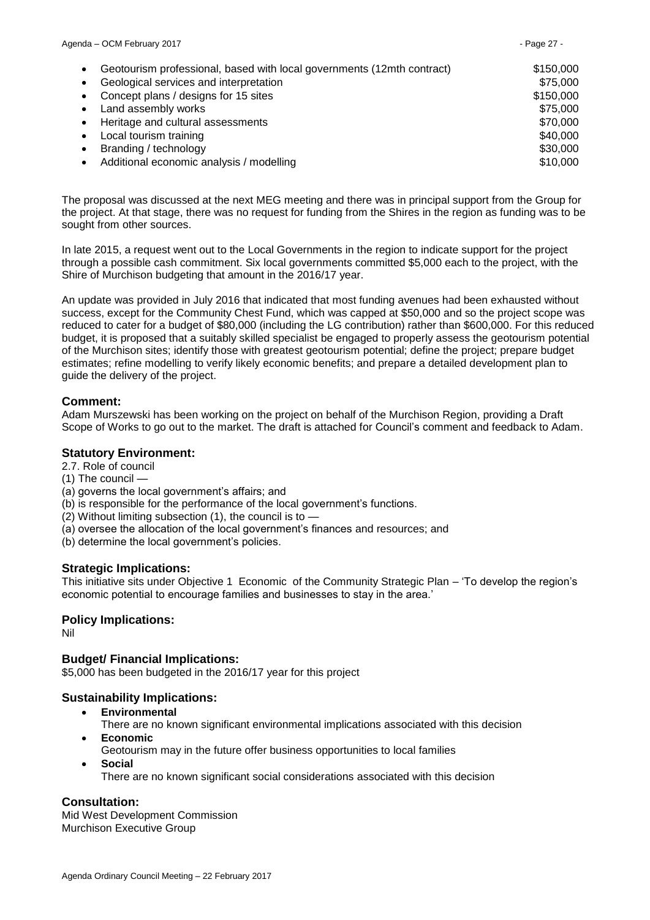- Geotourism professional, based with local governments (12mth contract) $150,000
- Geological services and interpretation $75,000
- Concept plans / designs for 15 sites $150,000
- Land assembly works $75,000
- Heritage and cultural assessments $70,000
- Local tourism training $40,000
- Branding / technology $30,000
- Additional economic analysis / modelling $10,000

The proposal was discussed at the next MEG meeting and there was in principal support from the Group for the project. At that stage, there was no request for funding from the Shires in the region as funding was to be sought from other sources.

In late 2015, a request went out to the Local Governments in the region to indicate support for the project through a possible cash commitment. Six local governments committed $5,000 each to the project, with the Shire of Murchison budgeting that amount in the 2016/17 year.

An update was provided in July 2016 that indicated that most funding avenues had been exhausted without success, except for the Community Chest Fund, which was capped at $50,000 and so the project scope was reduced to cater for a budget of $80,000 (including the LG contribution) rather than $600,000. For this reduced budget, it is proposed that a suitably skilled specialist be engaged to properly assess the geotourism potential of the Murchison sites; identify those with greatest geotourism potential; define the project; prepare budget estimates; refine modelling to verify likely economic benefits; and prepare a detailed development plan to guide the delivery of the project.

### Comment:

Adam Murszewski has been working on the project on behalf of the Murchison Region, providing a Draft Scope of Works to go out to the market. The draft is attached for Council's comment and feedback to Adam.

### Statutory Environment:

2.7. Role of council
(1) The council —
(a) governs the local government's affairs; and
(b) is responsible for the performance of the local government's functions.
(2) Without limiting subsection (1), the council is to —
(a) oversee the allocation of the local government's finances and resources; and
(b) determine the local government's policies.

### Strategic Implications:

This initiative sits under Objective 1 Economic of the Community Strategic Plan – 'To develop the region's economic potential to encourage families and businesses to stay in the area.'

### Policy Implications:

Nil

### Budget/ Financial Implications:

$5,000 has been budgeted in the 2016/17 year for this project

### Sustainability Implications:

- **Environmental**
  There are no known significant environmental implications associated with this decision
- **Economic**
  Geotourism may in the future offer business opportunities to local families
- **Social**
  There are no known significant social considerations associated with this decision

### Consultation:

Mid West Development Commission
Murchison Executive Group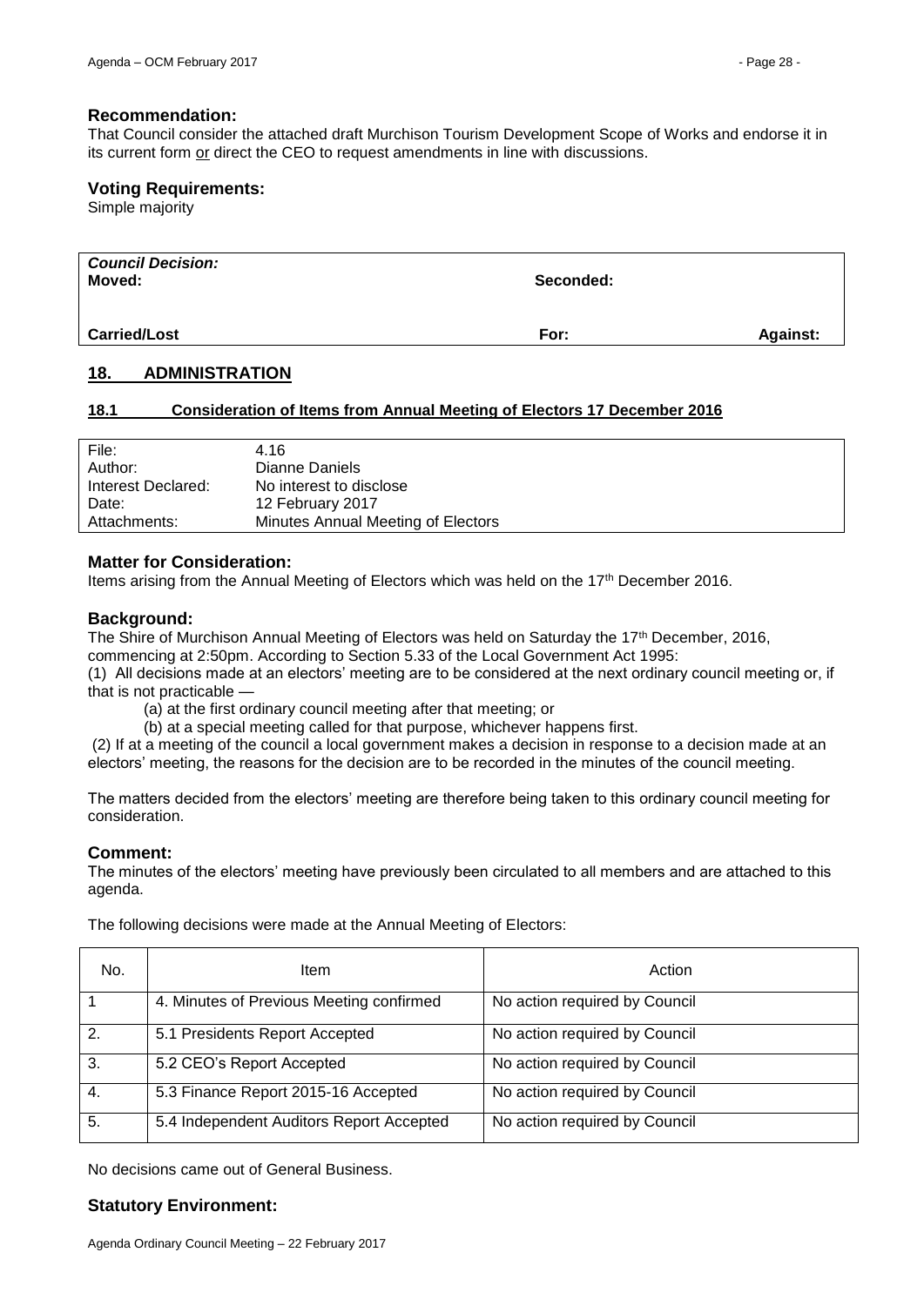### Recommendation:

That Council consider the attached draft Murchison Tourism Development Scope of Works and endorse it in its current form or direct the CEO to request amendments in line with discussions.

### Voting Requirements:

Simple majority

| *Council Decision:* | | |
|---|---|---|
| **Moved:** | **Seconded:** | |
| **Carried/Lost** | **For:** | **Against:** |

## 18. ADMINISTRATION

### 18.1 Consideration of Items from Annual Meeting of Electors 17 December 2016

| | |
|---|---|
| File: | 4.16 |
| Author: | Dianne Daniels |
| Interest Declared: | No interest to disclose |
| Date: | 12 February 2017 |
| Attachments: | Minutes Annual Meeting of Electors |

### Matter for Consideration:

Items arising from the Annual Meeting of Electors which was held on the 17th December 2016.

### Background:

The Shire of Murchison Annual Meeting of Electors was held on Saturday the 17th December, 2016, commencing at 2:50pm. According to Section 5.33 of the Local Government Act 1995:

(1) All decisions made at an electors' meeting are to be considered at the next ordinary council meeting or, if that is not practicable —

(a) at the first ordinary council meeting after that meeting; or

(b) at a special meeting called for that purpose, whichever happens first.

(2) If at a meeting of the council a local government makes a decision in response to a decision made at an electors' meeting, the reasons for the decision are to be recorded in the minutes of the council meeting.

The matters decided from the electors' meeting are therefore being taken to this ordinary council meeting for consideration.

### Comment:

The minutes of the electors' meeting have previously been circulated to all members and are attached to this agenda.

The following decisions were made at the Annual Meeting of Electors:

| No. | Item | Action |
|---|---|---|
| 1 | 4. Minutes of Previous Meeting confirmed | No action required by Council |
| 2. | 5.1 Presidents Report Accepted | No action required by Council |
| 3. | 5.2 CEO's Report Accepted | No action required by Council |
| 4. | 5.3 Finance Report 2015-16 Accepted | No action required by Council |
| 5. | 5.4 Independent Auditors Report Accepted | No action required by Council |

No decisions came out of General Business.

### Statutory Environment: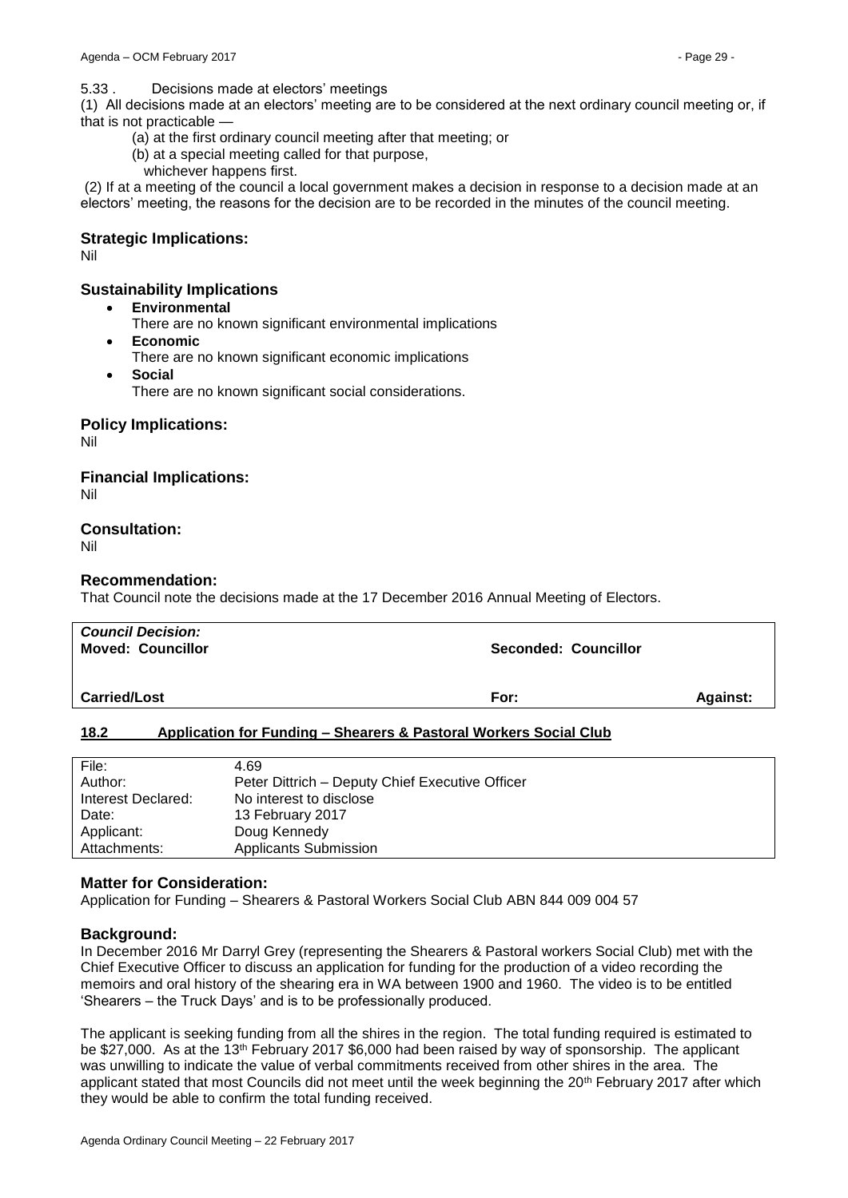5.33 . Decisions made at electors' meetings

(1) All decisions made at an electors' meeting are to be considered at the next ordinary council meeting or, if that is not practicable —

(a) at the first ordinary council meeting after that meeting; or

(b) at a special meeting called for that purpose,

whichever happens first.

(2) If at a meeting of the council a local government makes a decision in response to a decision made at an electors' meeting, the reasons for the decision are to be recorded in the minutes of the council meeting.

### Strategic Implications:

Nil

### Sustainability Implications

- **Environmental**
  There are no known significant environmental implications
- **Economic**
  There are no known significant economic implications
- **Social**
  There are no known significant social considerations.

### Policy Implications:

Nil

### Financial Implications:

Nil

### Consultation:

Nil

### Recommendation:

That Council note the decisions made at the 17 December 2016 Annual Meeting of Electors.

| ***Council Decision:*** | | |
|---|---|---|
| **Moved: Councillor** | **Seconded: Councillor** | |
| **Carried/Lost** | **For:** | **Against:** |

## 18.2 Application for Funding – Shearers & Pastoral Workers Social Club

| | |
|---|---|
| File: | 4.69 |
| Author: | Peter Dittrich – Deputy Chief Executive Officer |
| Interest Declared: | No interest to disclose |
| Date: | 13 February 2017 |
| Applicant: | Doug Kennedy |
| Attachments: | Applicants Submission |

### Matter for Consideration:

Application for Funding – Shearers & Pastoral Workers Social Club ABN 844 009 004 57

### Background:

In December 2016 Mr Darryl Grey (representing the Shearers & Pastoral workers Social Club) met with the Chief Executive Officer to discuss an application for funding for the production of a video recording the memoirs and oral history of the shearing era in WA between 1900 and 1960. The video is to be entitled 'Shearers – the Truck Days' and is to be professionally produced.

The applicant is seeking funding from all the shires in the region. The total funding required is estimated to be $27,000. As at the 13th February 2017 $6,000 had been raised by way of sponsorship. The applicant was unwilling to indicate the value of verbal commitments received from other shires in the area. The applicant stated that most Councils did not meet until the week beginning the 20th February 2017 after which they would be able to confirm the total funding received.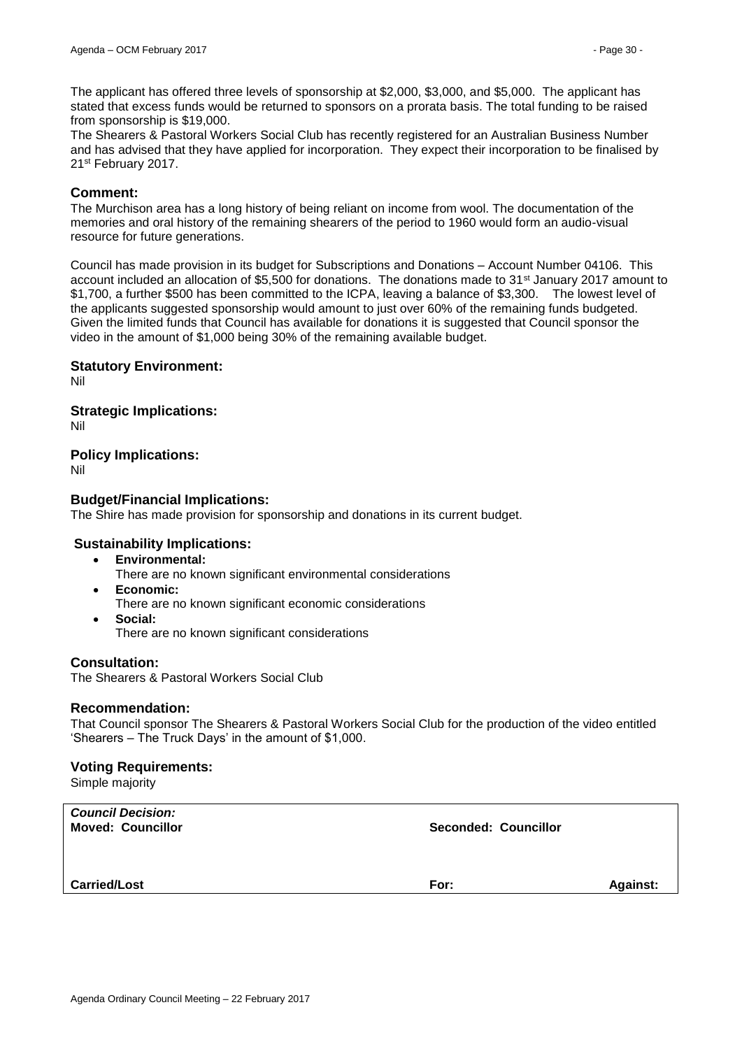The applicant has offered three levels of sponsorship at $2,000, $3,000, and $5,000. The applicant has stated that excess funds would be returned to sponsors on a prorata basis. The total funding to be raised from sponsorship is $19,000.

The Shearers & Pastoral Workers Social Club has recently registered for an Australian Business Number and has advised that they have applied for incorporation. They expect their incorporation to be finalised by 21st February 2017.

### Comment:

The Murchison area has a long history of being reliant on income from wool. The documentation of the memories and oral history of the remaining shearers of the period to 1960 would form an audio-visual resource for future generations.

Council has made provision in its budget for Subscriptions and Donations – Account Number 04106. This account included an allocation of $5,500 for donations. The donations made to 31st January 2017 amount to $1,700, a further $500 has been committed to the ICPA, leaving a balance of $3,300. The lowest level of the applicants suggested sponsorship would amount to just over 60% of the remaining funds budgeted. Given the limited funds that Council has available for donations it is suggested that Council sponsor the video in the amount of $1,000 being 30% of the remaining available budget.

### Statutory Environment:

Nil

### Strategic Implications:

Nil

### Policy Implications:

Nil

### Budget/Financial Implications:

The Shire has made provision for sponsorship and donations in its current budget.

### Sustainability Implications:

- **Environmental:**
  There are no known significant environmental considerations
- **Economic:**
  There are no known significant economic considerations
- **Social:**
  There are no known significant considerations

### Consultation:

The Shearers & Pastoral Workers Social Club

### Recommendation:

That Council sponsor The Shearers & Pastoral Workers Social Club for the production of the video entitled 'Shearers – The Truck Days' in the amount of $1,000.

### Voting Requirements:

Simple majority

| ***Council Decision:*** **Moved: Councillor** | **Seconded: Councillor** | |
|---|---|---|
| **Carried/Lost** | **For:** | **Against:** |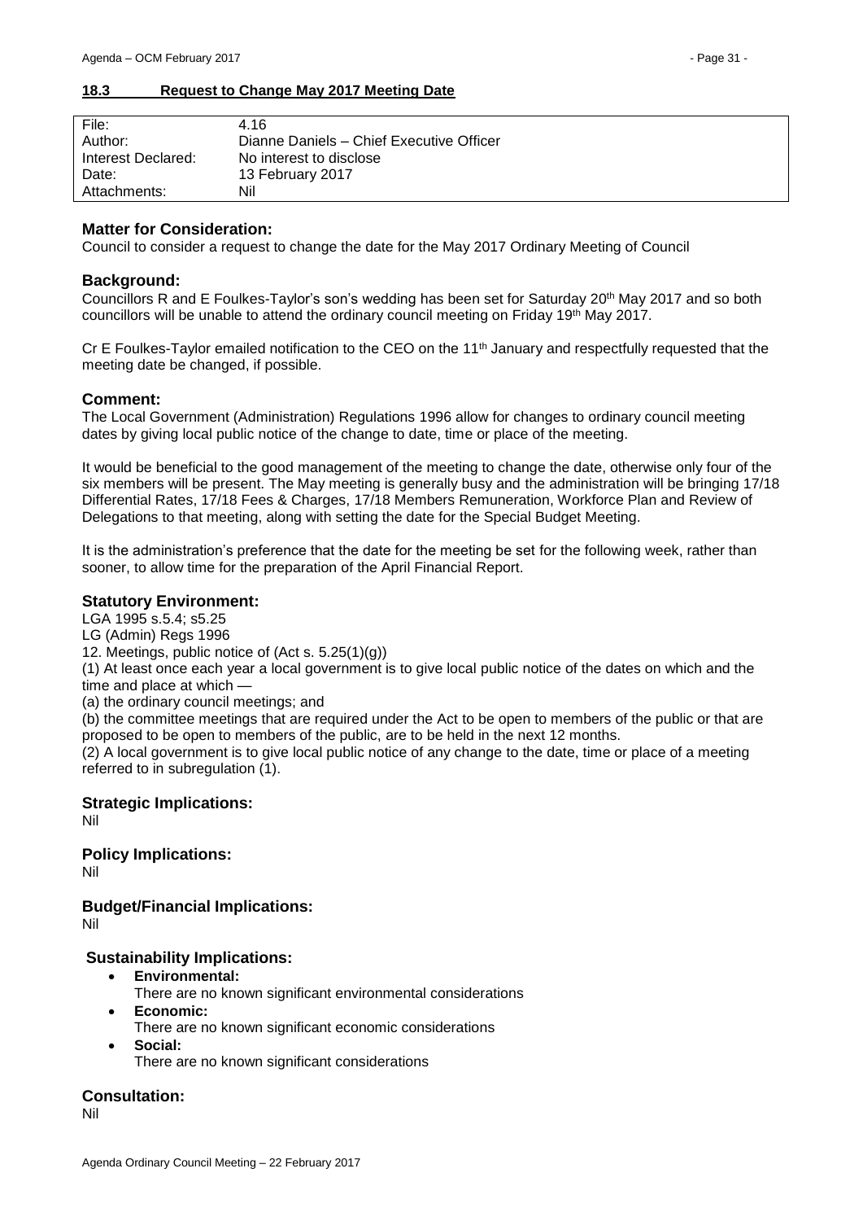### 18.3 Request to Change May 2017 Meeting Date

| File: | 4.16 |
|---|---|
| Author: | Dianne Daniels – Chief Executive Officer |
| Interest Declared: | No interest to disclose |
| Date: | 13 February 2017 |
| Attachments: | Nil |

**Matter for Consideration:**

Council to consider a request to change the date for the May 2017 Ordinary Meeting of Council

**Background:**

Councillors R and E Foulkes-Taylor's son's wedding has been set for Saturday 20th May 2017 and so both councillors will be unable to attend the ordinary council meeting on Friday 19th May 2017.

Cr E Foulkes-Taylor emailed notification to the CEO on the 11th January and respectfully requested that the meeting date be changed, if possible.

**Comment:**

The Local Government (Administration) Regulations 1996 allow for changes to ordinary council meeting dates by giving local public notice of the change to date, time or place of the meeting.

It would be beneficial to the good management of the meeting to change the date, otherwise only four of the six members will be present. The May meeting is generally busy and the administration will be bringing 17/18 Differential Rates, 17/18 Fees & Charges, 17/18 Members Remuneration, Workforce Plan and Review of Delegations to that meeting, along with setting the date for the Special Budget Meeting.

It is the administration's preference that the date for the meeting be set for the following week, rather than sooner, to allow time for the preparation of the April Financial Report.

**Statutory Environment:**

LGA 1995 s.5.4; s5.25

LG (Admin) Regs 1996

12. Meetings, public notice of (Act s. 5.25(1)(g))

(1) At least once each year a local government is to give local public notice of the dates on which and the time and place at which —

(a) the ordinary council meetings; and

(b) the committee meetings that are required under the Act to be open to members of the public or that are proposed to be open to members of the public, are to be held in the next 12 months.

(2) A local government is to give local public notice of any change to the date, time or place of a meeting referred to in subregulation (1).

**Strategic Implications:**

Nil

**Policy Implications:**

Nil

**Budget/Financial Implications:**

Nil

**Sustainability Implications:**

- **Environmental:**
  There are no known significant environmental considerations
- **Economic:**
  There are no known significant economic considerations
- **Social:**
  There are no known significant considerations

**Consultation:**

Nil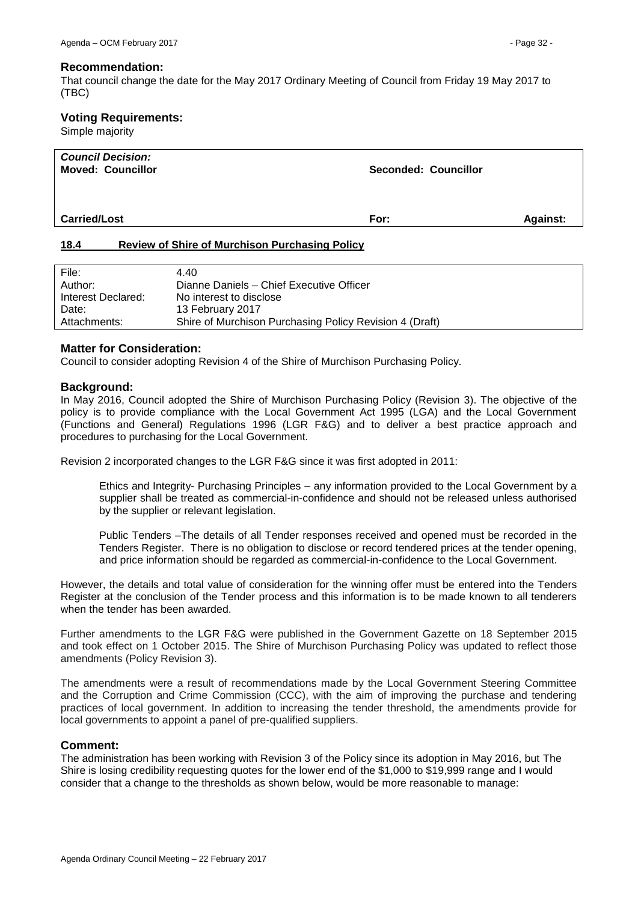### Recommendation:

That council change the date for the May 2017 Ordinary Meeting of Council from Friday 19 May 2017 to (TBC)

### Voting Requirements:

Simple majority

| ***Council Decision:*** **Moved: Councillor** | **Seconded: Councillor** | |
|---|---|---|
| **Carried/Lost** | **For:** | **Against:** |

## 18.4 Review of Shire of Murchison Purchasing Policy

| | |
|---|---|
| File: | 4.40 |
| Author: | Dianne Daniels – Chief Executive Officer |
| Interest Declared: | No interest to disclose |
| Date: | 13 February 2017 |
| Attachments: | Shire of Murchison Purchasing Policy Revision 4 (Draft) |

### Matter for Consideration:

Council to consider adopting Revision 4 of the Shire of Murchison Purchasing Policy.

### Background:

In May 2016, Council adopted the Shire of Murchison Purchasing Policy (Revision 3). The objective of the policy is to provide compliance with the Local Government Act 1995 (LGA) and the Local Government (Functions and General) Regulations 1996 (LGR F&G) and to deliver a best practice approach and procedures to purchasing for the Local Government.

Revision 2 incorporated changes to the LGR F&G since it was first adopted in 2011:

> Ethics and Integrity- Purchasing Principles – any information provided to the Local Government by a supplier shall be treated as commercial-in-confidence and should not be released unless authorised by the supplier or relevant legislation.
>
> Public Tenders –The details of all Tender responses received and opened must be recorded in the Tenders Register. There is no obligation to disclose or record tendered prices at the tender opening, and price information should be regarded as commercial-in-confidence to the Local Government.

However, the details and total value of consideration for the winning offer must be entered into the Tenders Register at the conclusion of the Tender process and this information is to be made known to all tenderers when the tender has been awarded.

Further amendments to the LGR F&G were published in the Government Gazette on 18 September 2015 and took effect on 1 October 2015. The Shire of Murchison Purchasing Policy was updated to reflect those amendments (Policy Revision 3).

The amendments were a result of recommendations made by the Local Government Steering Committee and the Corruption and Crime Commission (CCC), with the aim of improving the purchase and tendering practices of local government. In addition to increasing the tender threshold, the amendments provide for local governments to appoint a panel of pre-qualified suppliers.

### Comment:

The administration has been working with Revision 3 of the Policy since its adoption in May 2016, but The Shire is losing credibility requesting quotes for the lower end of the $1,000 to $19,999 range and I would consider that a change to the thresholds as shown below, would be more reasonable to manage: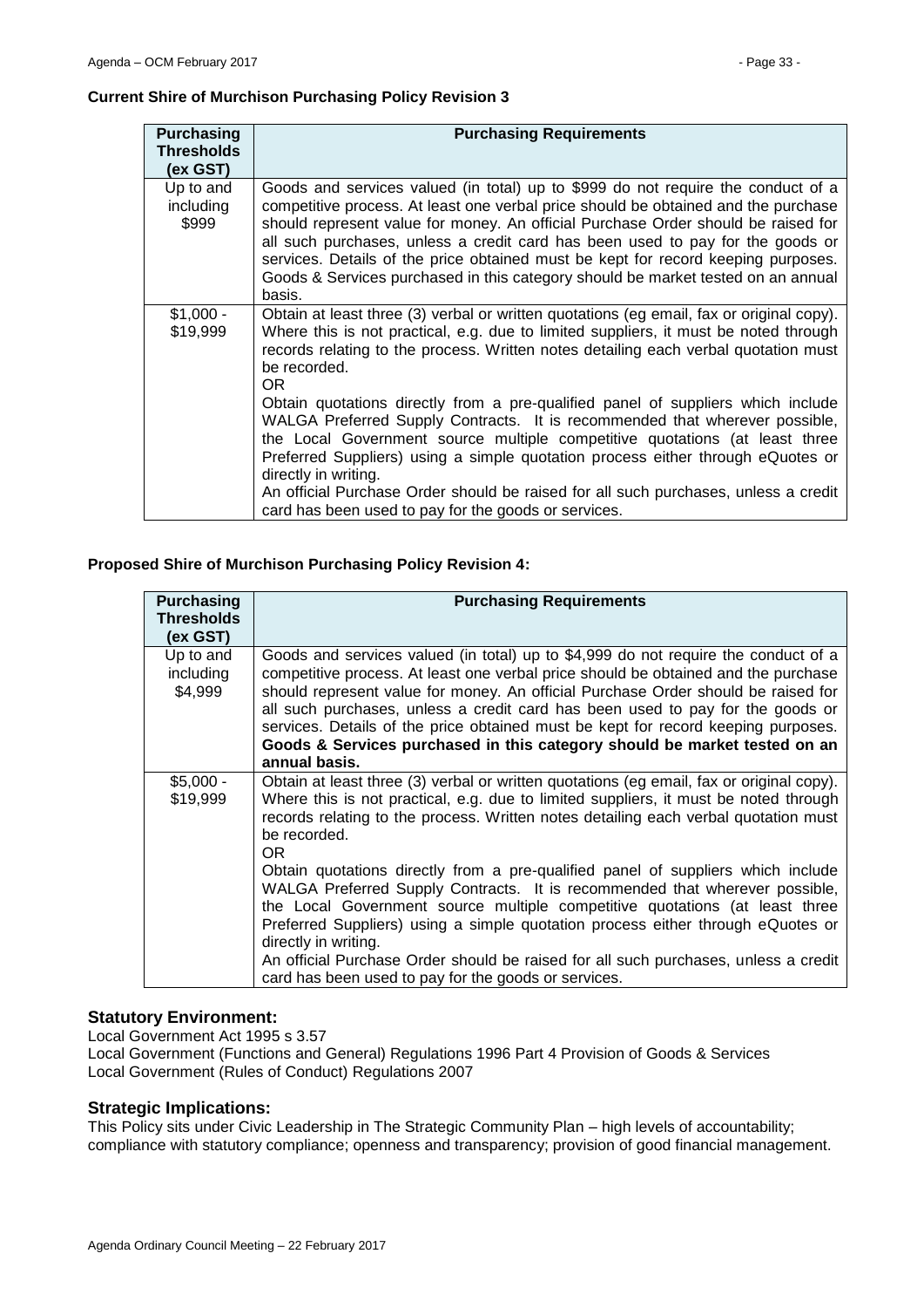**Current Shire of Murchison Purchasing Policy Revision 3**

| Purchasing Thresholds (ex GST) | Purchasing Requirements |
|---|---|
| Up to and including $999 | Goods and services valued (in total) up to $999 do not require the conduct of a competitive process. At least one verbal price should be obtained and the purchase should represent value for money. An official Purchase Order should be raised for all such purchases, unless a credit card has been used to pay for the goods or services. Details of the price obtained must be kept for record keeping purposes. Goods & Services purchased in this category should be market tested on an annual basis. |
| $1,000 - $19,999 | Obtain at least three (3) verbal or written quotations (eg email, fax or original copy). Where this is not practical, e.g. due to limited suppliers, it must be noted through records relating to the process. Written notes detailing each verbal quotation must be recorded.<br>OR<br>Obtain quotations directly from a pre-qualified panel of suppliers which include WALGA Preferred Supply Contracts. It is recommended that wherever possible, the Local Government source multiple competitive quotations (at least three Preferred Suppliers) using a simple quotation process either through eQuotes or directly in writing.<br>An official Purchase Order should be raised for all such purchases, unless a credit card has been used to pay for the goods or services. |

**Proposed Shire of Murchison Purchasing Policy Revision 4:**

| Purchasing Thresholds (ex GST) | Purchasing Requirements |
|---|---|
| Up to and including $4,999 | Goods and services valued (in total) up to $4,999 do not require the conduct of a competitive process. At least one verbal price should be obtained and the purchase should represent value for money. An official Purchase Order should be raised for all such purchases, unless a credit card has been used to pay for the goods or services. Details of the price obtained must be kept for record keeping purposes. **Goods & Services purchased in this category should be market tested on an annual basis.** |
| $5,000 - $19,999 | Obtain at least three (3) verbal or written quotations (eg email, fax or original copy). Where this is not practical, e.g. due to limited suppliers, it must be noted through records relating to the process. Written notes detailing each verbal quotation must be recorded.<br>OR<br>Obtain quotations directly from a pre-qualified panel of suppliers which include WALGA Preferred Supply Contracts. It is recommended that wherever possible, the Local Government source multiple competitive quotations (at least three Preferred Suppliers) using a simple quotation process either through eQuotes or directly in writing.<br>An official Purchase Order should be raised for all such purchases, unless a credit card has been used to pay for the goods or services. |

## Statutory Environment:

Local Government Act 1995 s 3.57
Local Government (Functions and General) Regulations 1996 Part 4 Provision of Goods & Services
Local Government (Rules of Conduct) Regulations 2007

## Strategic Implications:

This Policy sits under Civic Leadership in The Strategic Community Plan – high levels of accountability; compliance with statutory compliance; openness and transparency; provision of good financial management.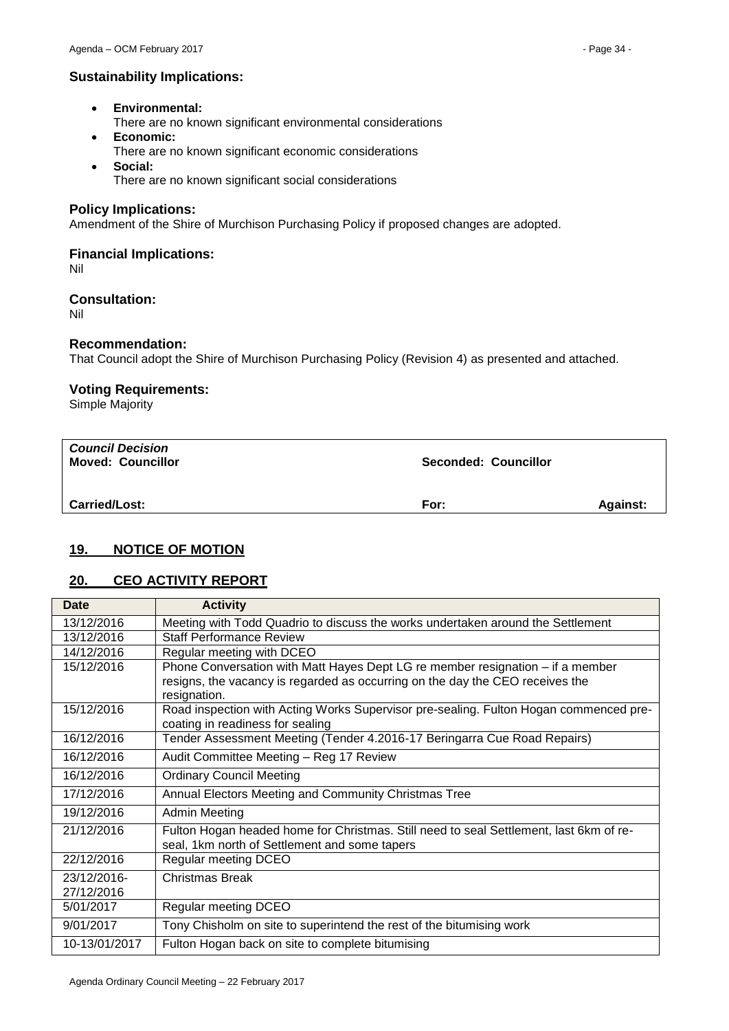### Sustainability Implications:

- **Environmental:**
  There are no known significant environmental considerations
- **Economic:**
  There are no known significant economic considerations
- **Social:**
  There are no known significant social considerations

### Policy Implications:

Amendment of the Shire of Murchison Purchasing Policy if proposed changes are adopted.

### Financial Implications:

Nil

### Consultation:

Nil

### Recommendation:

That Council adopt the Shire of Murchison Purchasing Policy (Revision 4) as presented and attached.

### Voting Requirements:

Simple Majority

| ***Council Decision*** **Moved: Councillor** | **Seconded: Councillor** | |
|---|---|---|
| **Carried/Lost:** | **For:** | **Against:** |

## 19. NOTICE OF MOTION

## 20. CEO ACTIVITY REPORT

| Date | Activity |
|---|---|
| 13/12/2016 | Meeting with Todd Quadrio to discuss the works undertaken around the Settlement |
| 13/12/2016 | Staff Performance Review |
| 14/12/2016 | Regular meeting with DCEO |
| 15/12/2016 | Phone Conversation with Matt Hayes Dept LG re member resignation – if a member resigns, the vacancy is regarded as occurring on the day the CEO receives the resignation. |
| 15/12/2016 | Road inspection with Acting Works Supervisor pre-sealing. Fulton Hogan commenced pre-coating in readiness for sealing |
| 16/12/2016 | Tender Assessment Meeting (Tender 4.2016-17 Beringarra Cue Road Repairs) |
| 16/12/2016 | Audit Committee Meeting – Reg 17 Review |
| 16/12/2016 | Ordinary Council Meeting |
| 17/12/2016 | Annual Electors Meeting and Community Christmas Tree |
| 19/12/2016 | Admin Meeting |
| 21/12/2016 | Fulton Hogan headed home for Christmas. Still need to seal Settlement, last 6km of re-seal, 1km north of Settlement and some tapers |
| 22/12/2016 | Regular meeting DCEO |
| 23/12/2016-27/12/2016 | Christmas Break |
| 5/01/2017 | Regular meeting DCEO |
| 9/01/2017 | Tony Chisholm on site to superintend the rest of the bitumising work |
| 10-13/01/2017 | Fulton Hogan back on site to complete bitumising |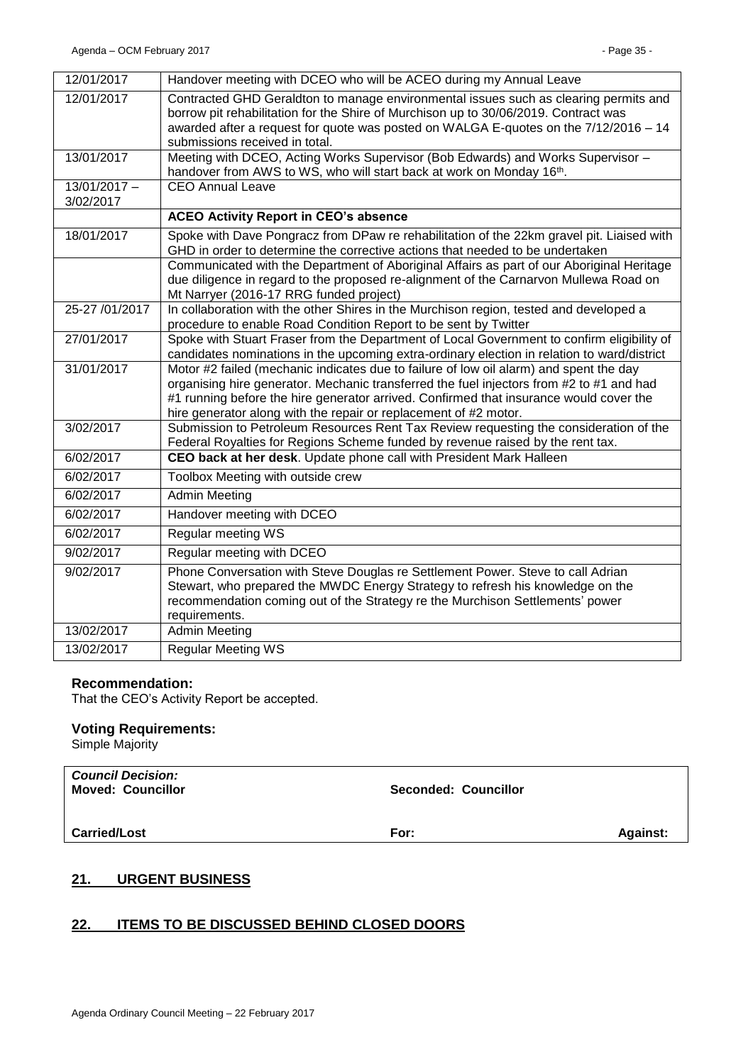| | |
|---|---|
| 12/01/2017 | Handover meeting with DCEO who will be ACEO during my Annual Leave |
| 12/01/2017 | Contracted GHD Geraldton to manage environmental issues such as clearing permits and borrow pit rehabilitation for the Shire of Murchison up to 30/06/2019. Contract was awarded after a request for quote was posted on WALGA E-quotes on the 7/12/2016 – 14 submissions received in total. |
| 13/01/2017 | Meeting with DCEO, Acting Works Supervisor (Bob Edwards) and Works Supervisor – handover from AWS to WS, who will start back at work on Monday 16th. |
| 13/01/2017 – 3/02/2017 | CEO Annual Leave |
| | **ACEO Activity Report in CEO's absence** |
| 18/01/2017 | Spoke with Dave Pongracz from DPaw re rehabilitation of the 22km gravel pit. Liaised with GHD in order to determine the corrective actions that needed to be undertaken |
| | Communicated with the Department of Aboriginal Affairs as part of our Aboriginal Heritage due diligence in regard to the proposed re-alignment of the Carnarvon Mullewa Road on Mt Narryer (2016-17 RRG funded project) |
| 25-27 /01/2017 | In collaboration with the other Shires in the Murchison region, tested and developed a procedure to enable Road Condition Report to be sent by Twitter |
| 27/01/2017 | Spoke with Stuart Fraser from the Department of Local Government to confirm eligibility of candidates nominations in the upcoming extra-ordinary election in relation to ward/district |
| 31/01/2017 | Motor #2 failed (mechanic indicates due to failure of low oil alarm) and spent the day organising hire generator. Mechanic transferred the fuel injectors from #2 to #1 and had #1 running before the hire generator arrived. Confirmed that insurance would cover the hire generator along with the repair or replacement of #2 motor. |
| 3/02/2017 | Submission to Petroleum Resources Rent Tax Review requesting the consideration of the Federal Royalties for Regions Scheme funded by revenue raised by the rent tax. |
| 6/02/2017 | **CEO back at her desk**. Update phone call with President Mark Halleen |
| 6/02/2017 | Toolbox Meeting with outside crew |
| 6/02/2017 | Admin Meeting |
| 6/02/2017 | Handover meeting with DCEO |
| 6/02/2017 | Regular meeting WS |
| 9/02/2017 | Regular meeting with DCEO |
| 9/02/2017 | Phone Conversation with Steve Douglas re Settlement Power. Steve to call Adrian Stewart, who prepared the MWDC Energy Strategy to refresh his knowledge on the recommendation coming out of the Strategy re the Murchison Settlements' power requirements. |
| 13/02/2017 | Admin Meeting |
| 13/02/2017 | Regular Meeting WS |

### Recommendation:

That the CEO's Activity Report be accepted.

### Voting Requirements:

Simple Majority

| | | |
|---|---|---|
| ***Council Decision:*** **Moved: Councillor** | **Seconded: Councillor** | |
| **Carried/Lost** | **For:** | **Against:** |

## 21. URGENT BUSINESS

## 22. ITEMS TO BE DISCUSSED BEHIND CLOSED DOORS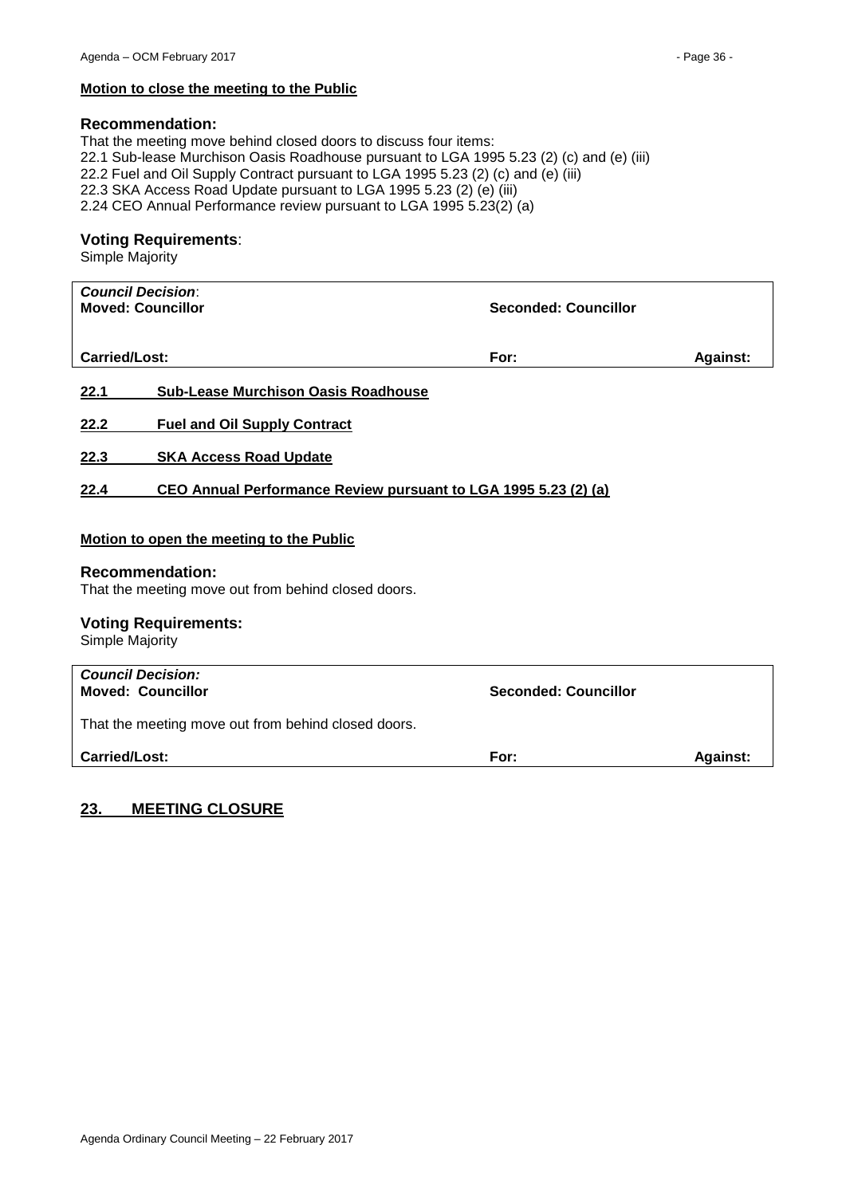**Motion to close the meeting to the Public**

### Recommendation:

That the meeting move behind closed doors to discuss four items:
22.1 Sub-lease Murchison Oasis Roadhouse pursuant to LGA 1995 5.23 (2) (c) and (e) (iii)
22.2 Fuel and Oil Supply Contract pursuant to LGA 1995 5.23 (2) (c) and (e) (iii)
22.3 SKA Access Road Update pursuant to LGA 1995 5.23 (2) (e) (iii)
2.24 CEO Annual Performance review pursuant to LGA 1995 5.23(2) (a)

### Voting Requirements:

Simple Majority

| | | |
|---|---|---|
| ***Council Decision*:** **Moved: Councillor** | **Seconded: Councillor** | |
| **Carried/Lost:** | **For:** | **Against:** |

**22.1 Sub-Lease Murchison Oasis Roadhouse**

**22.2 Fuel and Oil Supply Contract**

**22.3 SKA Access Road Update**

**22.4 CEO Annual Performance Review pursuant to LGA 1995 5.23 (2) (a)**

**Motion to open the meeting to the Public**

### Recommendation:

That the meeting move out from behind closed doors.

### Voting Requirements:

Simple Majority

| | | |
|---|---|---|
| ***Council Decision:*** **Moved: Councillor** | **Seconded: Councillor** | |
| That the meeting move out from behind closed doors. | | |
| **Carried/Lost:** | **For:** | **Against:** |

## 23. MEETING CLOSURE